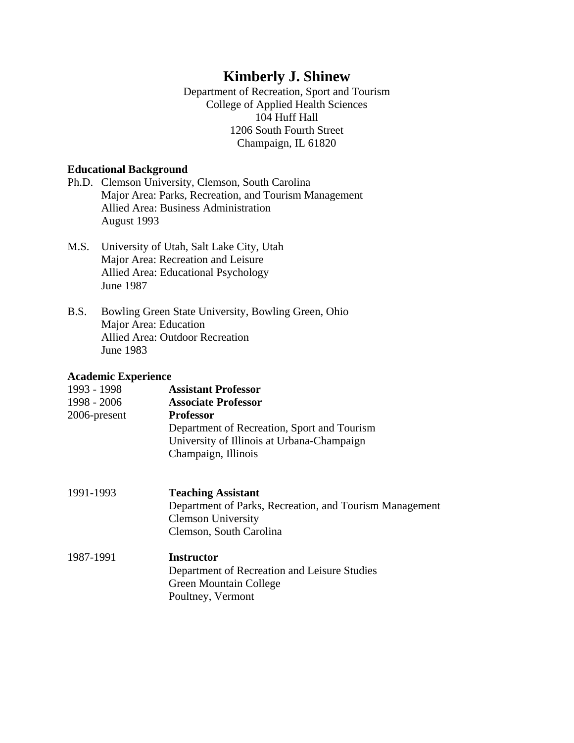# Kimberly J. Shinew

Department of Recreation, Sport and Tourism
College of Applied Health Sciences
104 Huff Hall
1206 South Fourth Street
Champaign, IL 61820

## Educational Background

Ph.D. Clemson University, Clemson, South Carolina
Major Area: Parks, Recreation, and Tourism Management
Allied Area: Business Administration
August 1993

M.S. University of Utah, Salt Lake City, Utah
Major Area: Recreation and Leisure
Allied Area: Educational Psychology
June 1987

B.S. Bowling Green State University, Bowling Green, Ohio
Major Area: Education
Allied Area: Outdoor Recreation
June 1983

## Academic Experience

1993 - 1998 **Assistant Professor**
1998 - 2006 **Associate Professor**
2006-present **Professor**
Department of Recreation, Sport and Tourism
University of Illinois at Urbana-Champaign
Champaign, Illinois

1991-1993 **Teaching Assistant**
Department of Parks, Recreation, and Tourism Management
Clemson University
Clemson, South Carolina

1987-1991 **Instructor**
Department of Recreation and Leisure Studies
Green Mountain College
Poultney, Vermont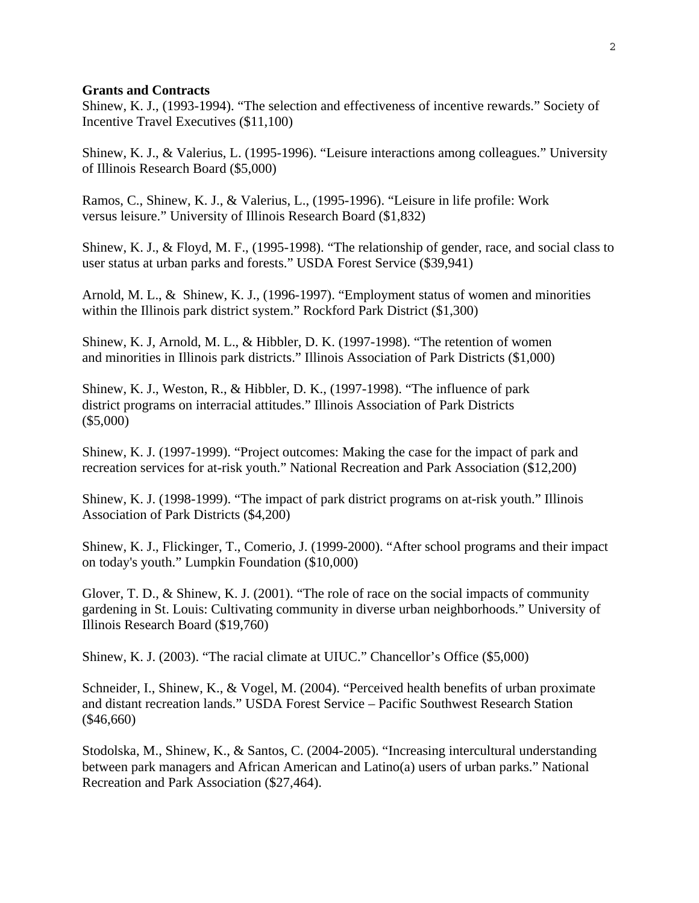**Grants and Contracts**

Shinew, K. J., (1993-1994). “The selection and effectiveness of incentive rewards.” Society of Incentive Travel Executives ($11,100)

Shinew, K. J., & Valerius, L. (1995-1996). “Leisure interactions among colleagues.” University of Illinois Research Board ($5,000)

Ramos, C., Shinew, K. J., & Valerius, L., (1995-1996). “Leisure in life profile: Work versus leisure.” University of Illinois Research Board ($1,832)

Shinew, K. J., & Floyd, M. F., (1995-1998). “The relationship of gender, race, and social class to user status at urban parks and forests.” USDA Forest Service ($39,941)

Arnold, M. L., & Shinew, K. J., (1996-1997). “Employment status of women and minorities within the Illinois park district system.” Rockford Park District ($1,300)

Shinew, K. J, Arnold, M. L., & Hibbler, D. K. (1997-1998). “The retention of women and minorities in Illinois park districts.” Illinois Association of Park Districts ($1,000)

Shinew, K. J., Weston, R., & Hibbler, D. K., (1997-1998). “The influence of park district programs on interracial attitudes.” Illinois Association of Park Districts ($5,000)

Shinew, K. J. (1997-1999). “Project outcomes: Making the case for the impact of park and recreation services for at-risk youth.” National Recreation and Park Association ($12,200)

Shinew, K. J. (1998-1999). “The impact of park district programs on at-risk youth.” Illinois Association of Park Districts ($4,200)

Shinew, K. J., Flickinger, T., Comerio, J. (1999-2000). “After school programs and their impact on today's youth.” Lumpkin Foundation ($10,000)

Glover, T. D., & Shinew, K. J. (2001). “The role of race on the social impacts of community gardening in St. Louis: Cultivating community in diverse urban neighborhoods.” University of Illinois Research Board ($19,760)

Shinew, K. J. (2003). “The racial climate at UIUC.” Chancellor’s Office ($5,000)

Schneider, I., Shinew, K., & Vogel, M. (2004). “Perceived health benefits of urban proximate and distant recreation lands.” USDA Forest Service – Pacific Southwest Research Station ($46,660)

Stodolska, M., Shinew, K., & Santos, C. (2004-2005). “Increasing intercultural understanding between park managers and African American and Latino(a) users of urban parks.” National Recreation and Park Association ($27,464).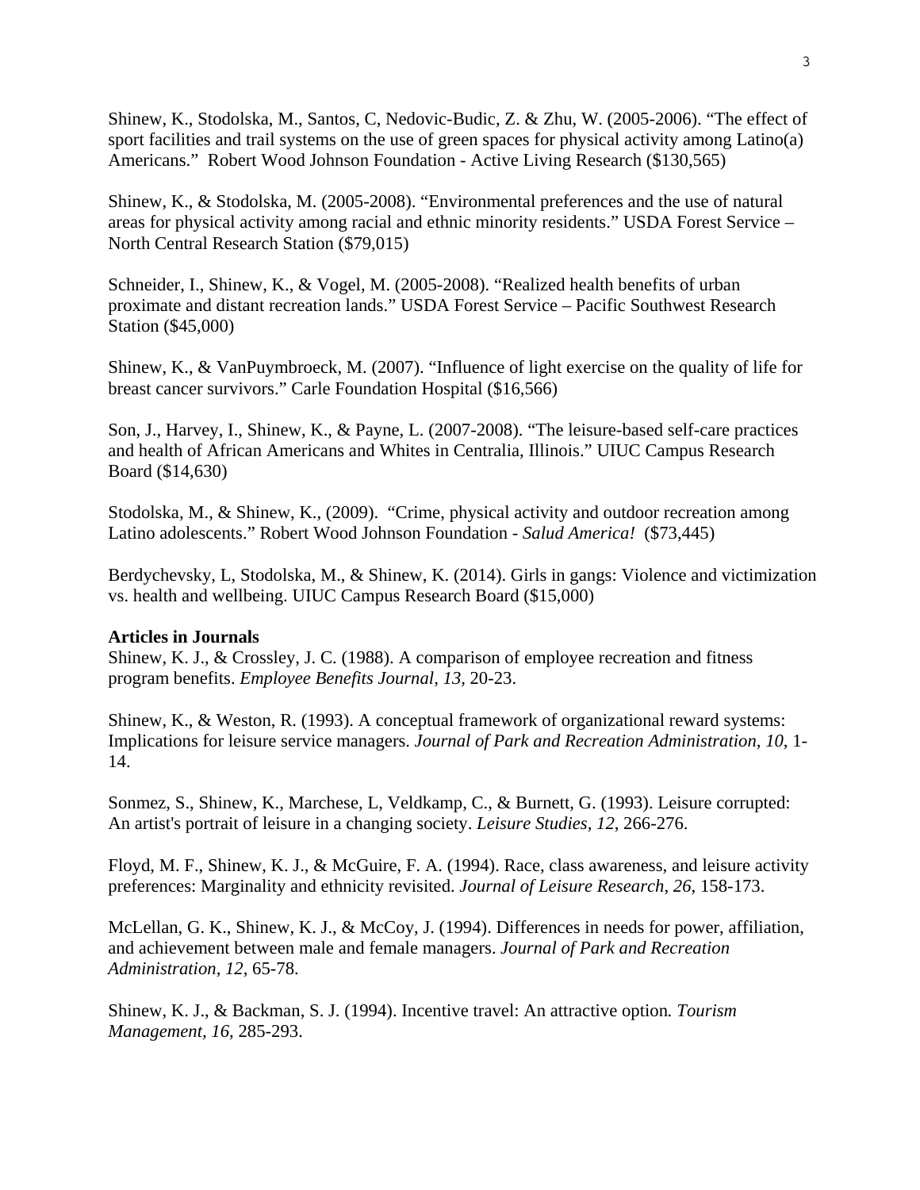Shinew, K., Stodolska, M., Santos, C, Nedovic-Budic, Z. & Zhu, W. (2005-2006). “The effect of sport facilities and trail systems on the use of green spaces for physical activity among Latino(a) Americans.” Robert Wood Johnson Foundation - Active Living Research ($130,565)

Shinew, K., & Stodolska, M. (2005-2008). “Environmental preferences and the use of natural areas for physical activity among racial and ethnic minority residents.” USDA Forest Service – North Central Research Station ($79,015)

Schneider, I., Shinew, K., & Vogel, M. (2005-2008). “Realized health benefits of urban proximate and distant recreation lands.” USDA Forest Service – Pacific Southwest Research Station ($45,000)

Shinew, K., & VanPuymbroeck, M. (2007). “Influence of light exercise on the quality of life for breast cancer survivors.” Carle Foundation Hospital ($16,566)

Son, J., Harvey, I., Shinew, K., & Payne, L. (2007-2008). “The leisure-based self-care practices and health of African Americans and Whites in Centralia, Illinois.” UIUC Campus Research Board ($14,630)

Stodolska, M., & Shinew, K., (2009). “Crime, physical activity and outdoor recreation among Latino adolescents.” Robert Wood Johnson Foundation - *Salud America!* ($73,445)

Berdychevsky, L, Stodolska, M., & Shinew, K. (2014). Girls in gangs: Violence and victimization vs. health and wellbeing. UIUC Campus Research Board ($15,000)

**Articles in Journals**

Shinew, K. J., & Crossley, J. C. (1988). A comparison of employee recreation and fitness program benefits. *Employee Benefits Journal, 13,* 20-23.

Shinew, K., & Weston, R. (1993). A conceptual framework of organizational reward systems: Implications for leisure service managers. *Journal of Park and Recreation Administration*, *10*, 1-14.

Sonmez, S., Shinew, K., Marchese, L, Veldkamp, C., & Burnett, G. (1993). Leisure corrupted: An artist's portrait of leisure in a changing society. *Leisure Studies, 12*, 266-276.

Floyd, M. F., Shinew, K. J., & McGuire, F. A. (1994). Race, class awareness, and leisure activity preferences: Marginality and ethnicity revisited. *Journal of Leisure Research, 26*, 158-173.

McLellan, G. K., Shinew, K. J., & McCoy, J. (1994). Differences in needs for power, affiliation, and achievement between male and female managers. *Journal of Park and Recreation Administration, 12*, 65-78.

Shinew, K. J., & Backman, S. J. (1994). Incentive travel: An attractive option*. Tourism Management, 16*, 285-293.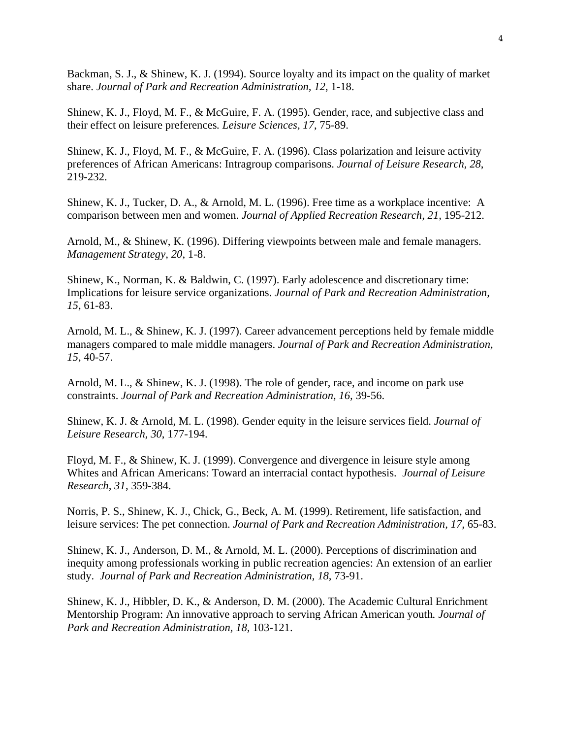Backman, S. J., & Shinew, K. J. (1994). Source loyalty and its impact on the quality of market share. *Journal of Park and Recreation Administration, 12*, 1-18.

Shinew, K. J., Floyd, M. F., & McGuire, F. A. (1995). Gender, race, and subjective class and their effect on leisure preferences*. Leisure Sciences, 17*, 75-89.

Shinew, K. J., Floyd, M. F., & McGuire, F. A. (1996). Class polarization and leisure activity preferences of African Americans: Intragroup comparisons. *Journal of Leisure Research, 28*, 219-232.

Shinew, K. J., Tucker, D. A., & Arnold, M. L. (1996). Free time as a workplace incentive: A comparison between men and women. *Journal of Applied Recreation Research, 21*, 195-212.

Arnold, M., & Shinew, K. (1996). Differing viewpoints between male and female managers. *Management Strategy, 20*, 1-8.

Shinew, K., Norman, K. & Baldwin, C. (1997). Early adolescence and discretionary time: Implications for leisure service organizations. *Journal of Park and Recreation Administration, 15*, 61-83.

Arnold, M. L., & Shinew, K. J. (1997). Career advancement perceptions held by female middle managers compared to male middle managers. *Journal of Park and Recreation Administration, 15*, 40-57.

Arnold, M. L., & Shinew, K. J. (1998). The role of gender, race, and income on park use constraints. *Journal of Park and Recreation Administration, 16*, 39-56.

Shinew, K. J. & Arnold, M. L. (1998). Gender equity in the leisure services field. *Journal of Leisure Research, 30*, 177-194.

Floyd, M. F., & Shinew, K. J. (1999). Convergence and divergence in leisure style among Whites and African Americans: Toward an interracial contact hypothesis. *Journal of Leisure Research, 31*, 359-384.

Norris, P. S., Shinew, K. J., Chick, G., Beck, A. M. (1999). Retirement, life satisfaction, and leisure services: The pet connection. *Journal of Park and Recreation Administration, 17*, 65-83.

Shinew, K. J., Anderson, D. M., & Arnold, M. L. (2000). Perceptions of discrimination and inequity among professionals working in public recreation agencies: An extension of an earlier study. *Journal of Park and Recreation Administration, 18*, 73-91.

Shinew, K. J., Hibbler, D. K., & Anderson, D. M. (2000). The Academic Cultural Enrichment Mentorship Program: An innovative approach to serving African American youth*. Journal of Park and Recreation Administration*, *18*, 103-121.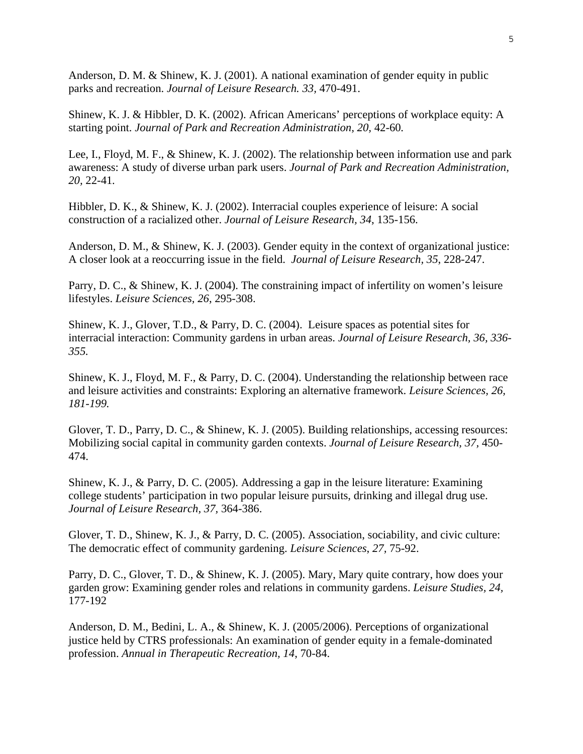Anderson, D. M. & Shinew, K. J. (2001). A national examination of gender equity in public parks and recreation. *Journal of Leisure Research. 33*, 470-491.

Shinew, K. J. & Hibbler, D. K. (2002). African Americans' perceptions of workplace equity: A starting point. *Journal of Park and Recreation Administration, 20*, 42-60.

Lee, I., Floyd, M. F., & Shinew, K. J. (2002). The relationship between information use and park awareness: A study of diverse urban park users. *Journal of Park and Recreation Administration, 20*, 22-41.

Hibbler, D. K., & Shinew, K. J. (2002). Interracial couples experience of leisure: A social construction of a racialized other. *Journal of Leisure Research, 34*, 135-156.

Anderson, D. M., & Shinew, K. J. (2003). Gender equity in the context of organizational justice: A closer look at a reoccurring issue in the field. *Journal of Leisure Research, 35*, 228-247.

Parry, D. C., & Shinew, K. J. (2004). The constraining impact of infertility on women's leisure lifestyles. *Leisure Sciences, 26*, 295-308.

Shinew, K. J., Glover, T.D., & Parry, D. C. (2004). Leisure spaces as potential sites for interracial interaction: Community gardens in urban areas. *Journal of Leisure Research, 36, 336-355.*

Shinew, K. J., Floyd, M. F., & Parry, D. C. (2004). Understanding the relationship between race and leisure activities and constraints: Exploring an alternative framework. *Leisure Sciences, 26, 181-199.*

Glover, T. D., Parry, D. C., & Shinew, K. J. (2005). Building relationships, accessing resources: Mobilizing social capital in community garden contexts. *Journal of Leisure Research, 37*, 450-474.

Shinew, K. J., & Parry, D. C. (2005). Addressing a gap in the leisure literature: Examining college students' participation in two popular leisure pursuits, drinking and illegal drug use. *Journal of Leisure Research, 37*, 364-386.

Glover, T. D., Shinew, K. J., & Parry, D. C. (2005). Association, sociability, and civic culture: The democratic effect of community gardening. *Leisure Sciences, 27*, 75-92.

Parry, D. C., Glover, T. D., & Shinew, K. J. (2005). Mary, Mary quite contrary, how does your garden grow: Examining gender roles and relations in community gardens. *Leisure Studies, 24*, 177-192

Anderson, D. M., Bedini, L. A., & Shinew, K. J. (2005/2006). Perceptions of organizational justice held by CTRS professionals: An examination of gender equity in a female-dominated profession. *Annual in Therapeutic Recreation, 14*, 70-84.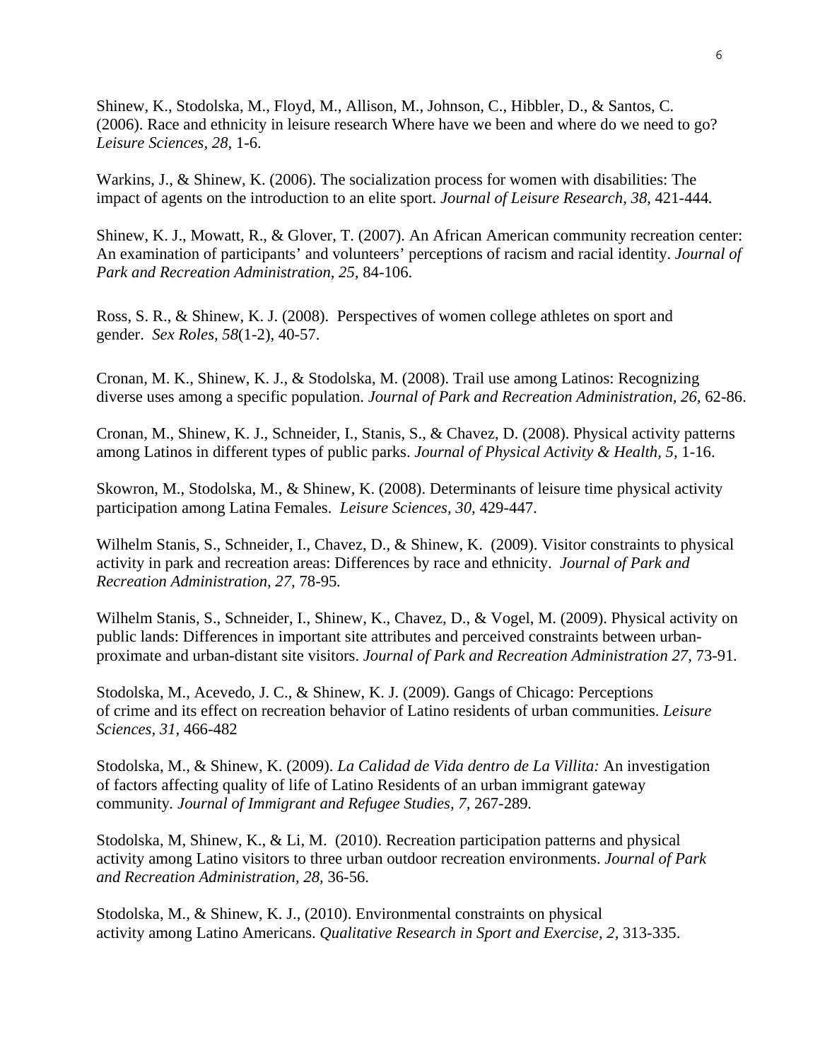Shinew, K., Stodolska, M., Floyd, M., Allison, M., Johnson, C., Hibbler, D., & Santos, C. (2006). Race and ethnicity in leisure research Where have we been and where do we need to go? *Leisure Sciences, 28,* 1-6.

Warkins, J., & Shinew, K. (2006). The socialization process for women with disabilities: The impact of agents on the introduction to an elite sport. *Journal of Leisure Research, 38*, 421-444*.*

Shinew, K. J., Mowatt, R., & Glover, T. (2007). An African American community recreation center: An examination of participants' and volunteers' perceptions of racism and racial identity. *Journal of Park and Recreation Administration, 25,* 84-106.

Ross, S. R., & Shinew, K. J. (2008). Perspectives of women college athletes on sport and gender. *Sex Roles*, *58*(1-2), 40-57.

Cronan, M. K., Shinew, K. J., & Stodolska, M. (2008). Trail use among Latinos: Recognizing diverse uses among a specific population. *Journal of Park and Recreation Administration, 26*, 62-86.

Cronan, M., Shinew, K. J., Schneider, I., Stanis, S., & Chavez, D. (2008). Physical activity patterns among Latinos in different types of public parks. *Journal of Physical Activity & Health, 5,* 1-16.

Skowron, M., Stodolska, M., & Shinew, K. (2008). Determinants of leisure time physical activity participation among Latina Females. *Leisure Sciences, 30,* 429-447.

Wilhelm Stanis, S., Schneider, I., Chavez, D., & Shinew, K. (2009). Visitor constraints to physical activity in park and recreation areas: Differences by race and ethnicity. *Journal of Park and Recreation Administration, 27,* 78-95*.*

Wilhelm Stanis, S., Schneider, I., Shinew, K., Chavez, D., & Vogel, M. (2009). Physical activity on public lands: Differences in important site attributes and perceived constraints between urban-proximate and urban-distant site visitors. *Journal of Park and Recreation Administration 27,* 73-91*.*

Stodolska, M., Acevedo, J. C., & Shinew, K. J. (2009). Gangs of Chicago: Perceptions of crime and its effect on recreation behavior of Latino residents of urban communities. *Leisure Sciences, 31,* 466-482

Stodolska, M., & Shinew, K. (2009). *La Calidad de Vida dentro de La Villita:* An investigation of factors affecting quality of life of Latino Residents of an urban immigrant gateway community*. Journal of Immigrant and Refugee Studies, 7,* 267-289*.*

Stodolska, M, Shinew, K., & Li, M. (2010). Recreation participation patterns and physical activity among Latino visitors to three urban outdoor recreation environments. *Journal of Park and Recreation Administration, 28,* 36-56*.*

Stodolska, M., & Shinew, K. J., (2010). Environmental constraints on physical activity among Latino Americans. *Qualitative Research in Sport and Exercise, 2,* 313-335.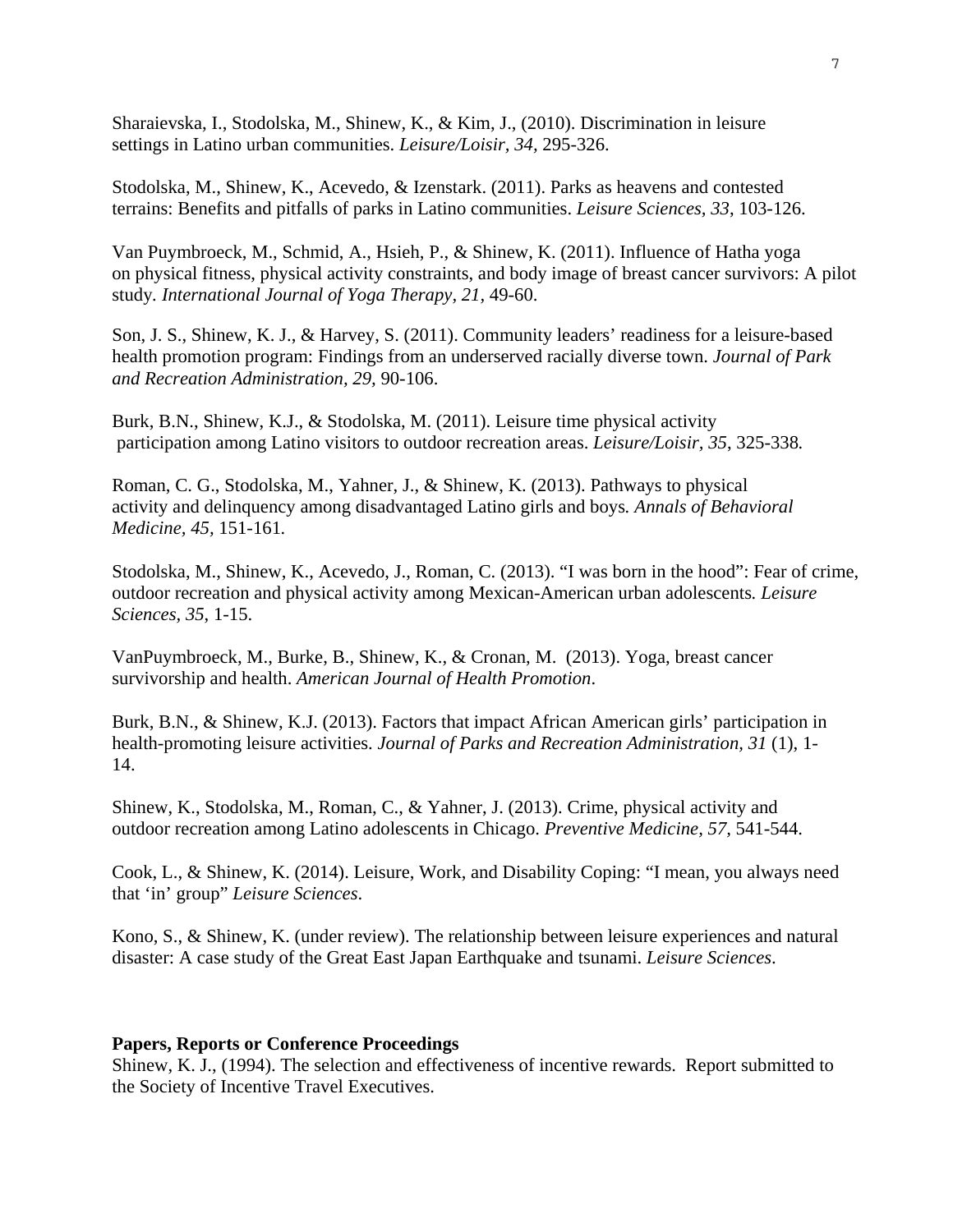Sharaievska, I., Stodolska, M., Shinew, K., & Kim, J., (2010). Discrimination in leisure settings in Latino urban communities. *Leisure/Loisir, 34,* 295-326.

Stodolska, M., Shinew, K., Acevedo, & Izenstark. (2011). Parks as heavens and contested terrains: Benefits and pitfalls of parks in Latino communities. *Leisure Sciences, 33*, 103-126.

Van Puymbroeck, M., Schmid, A., Hsieh, P., & Shinew, K. (2011). Influence of Hatha yoga on physical fitness, physical activity constraints, and body image of breast cancer survivors: A pilot study. *International Journal of Yoga Therapy, 21,* 49-60.

Son, J. S., Shinew, K. J., & Harvey, S. (2011). Community leaders' readiness for a leisure-based health promotion program: Findings from an underserved racially diverse town. *Journal of Park and Recreation Administration, 29,* 90-106.

Burk, B.N., Shinew, K.J., & Stodolska, M. (2011). Leisure time physical activity participation among Latino visitors to outdoor recreation areas. *Leisure/Loisir, 35*, 325-338*.*

Roman, C. G., Stodolska, M., Yahner, J., & Shinew, K. (2013). Pathways to physical activity and delinquency among disadvantaged Latino girls and boys*. Annals of Behavioral Medicine, 45,* 151-161*.*

Stodolska, M., Shinew, K., Acevedo, J., Roman, C. (2013). "I was born in the hood": Fear of crime, outdoor recreation and physical activity among Mexican-American urban adolescents*. Leisure Sciences, 35*, 1-15.

VanPuymbroeck, M., Burke, B., Shinew, K., & Cronan, M. (2013). Yoga, breast cancer survivorship and health. *American Journal of Health Promotion*.

Burk, B.N., & Shinew, K.J. (2013). Factors that impact African American girls' participation in health-promoting leisure activities. *Journal of Parks and Recreation Administration, 31* (1), 1-14.

Shinew, K., Stodolska, M., Roman, C., & Yahner, J. (2013). Crime, physical activity and outdoor recreation among Latino adolescents in Chicago. *Preventive Medicine, 57,* 541-544.

Cook, L., & Shinew, K. (2014). Leisure, Work, and Disability Coping: "I mean, you always need that 'in' group" *Leisure Sciences*.

Kono, S., & Shinew, K. (under review). The relationship between leisure experiences and natural disaster: A case study of the Great East Japan Earthquake and tsunami. *Leisure Sciences*.

**Papers, Reports or Conference Proceedings**

Shinew, K. J., (1994). The selection and effectiveness of incentive rewards. Report submitted to the Society of Incentive Travel Executives.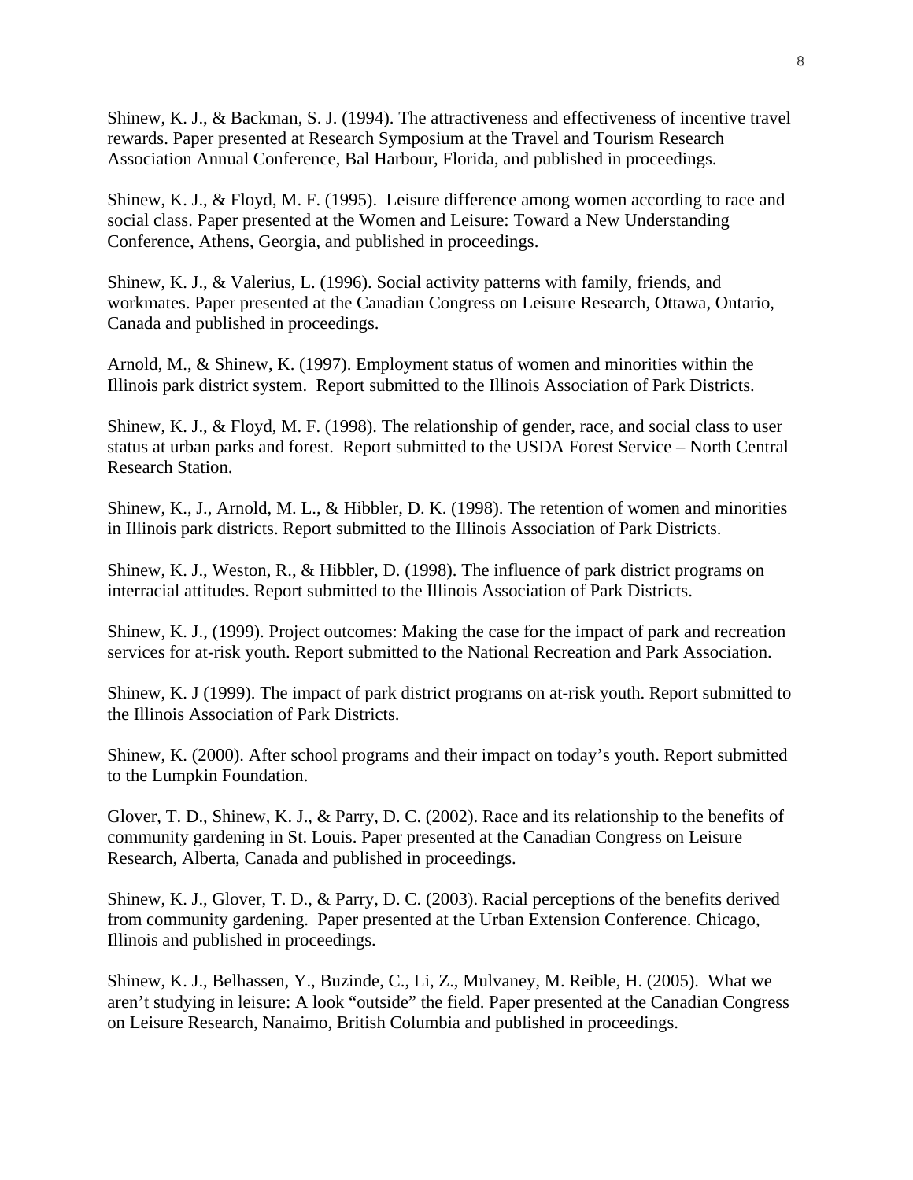Shinew, K. J., & Backman, S. J. (1994). The attractiveness and effectiveness of incentive travel rewards. Paper presented at Research Symposium at the Travel and Tourism Research Association Annual Conference, Bal Harbour, Florida, and published in proceedings.

Shinew, K. J., & Floyd, M. F. (1995). Leisure difference among women according to race and social class. Paper presented at the Women and Leisure: Toward a New Understanding Conference, Athens, Georgia, and published in proceedings.

Shinew, K. J., & Valerius, L. (1996). Social activity patterns with family, friends, and workmates. Paper presented at the Canadian Congress on Leisure Research, Ottawa, Ontario, Canada and published in proceedings.

Arnold, M., & Shinew, K. (1997). Employment status of women and minorities within the Illinois park district system. Report submitted to the Illinois Association of Park Districts.

Shinew, K. J., & Floyd, M. F. (1998). The relationship of gender, race, and social class to user status at urban parks and forest. Report submitted to the USDA Forest Service – North Central Research Station.

Shinew, K., J., Arnold, M. L., & Hibbler, D. K. (1998). The retention of women and minorities in Illinois park districts. Report submitted to the Illinois Association of Park Districts.

Shinew, K. J., Weston, R., & Hibbler, D. (1998). The influence of park district programs on interracial attitudes. Report submitted to the Illinois Association of Park Districts.

Shinew, K. J., (1999). Project outcomes: Making the case for the impact of park and recreation services for at-risk youth. Report submitted to the National Recreation and Park Association.

Shinew, K. J (1999). The impact of park district programs on at-risk youth. Report submitted to the Illinois Association of Park Districts.

Shinew, K. (2000). After school programs and their impact on today's youth. Report submitted to the Lumpkin Foundation.

Glover, T. D., Shinew, K. J., & Parry, D. C. (2002). Race and its relationship to the benefits of community gardening in St. Louis. Paper presented at the Canadian Congress on Leisure Research, Alberta, Canada and published in proceedings.

Shinew, K. J., Glover, T. D., & Parry, D. C. (2003). Racial perceptions of the benefits derived from community gardening. Paper presented at the Urban Extension Conference. Chicago, Illinois and published in proceedings.

Shinew, K. J., Belhassen, Y., Buzinde, C., Li, Z., Mulvaney, M. Reible, H. (2005). What we aren't studying in leisure: A look "outside" the field. Paper presented at the Canadian Congress on Leisure Research, Nanaimo, British Columbia and published in proceedings.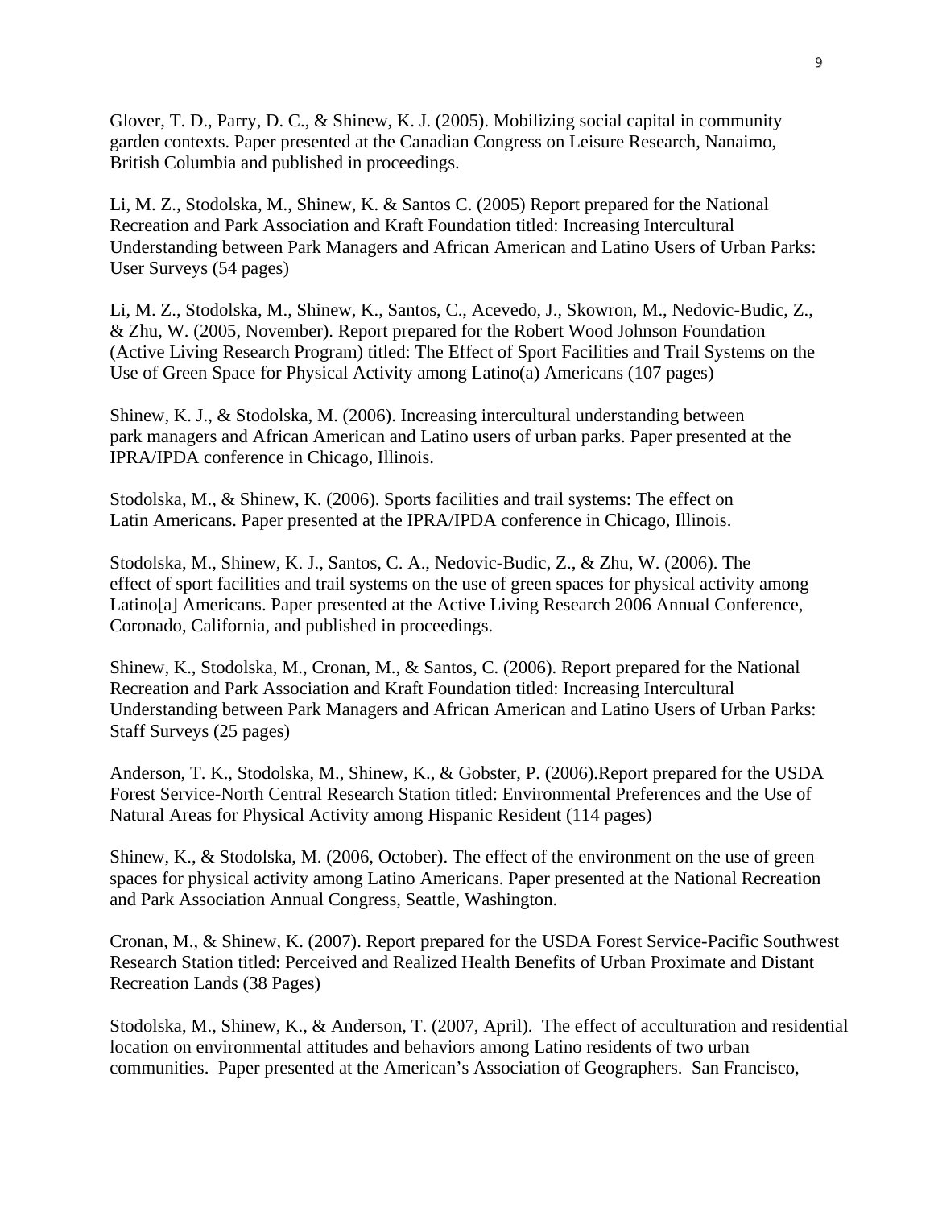Glover, T. D., Parry, D. C., & Shinew, K. J. (2005). Mobilizing social capital in community garden contexts. Paper presented at the Canadian Congress on Leisure Research, Nanaimo, British Columbia and published in proceedings.

Li, M. Z., Stodolska, M., Shinew, K. & Santos C. (2005) Report prepared for the National Recreation and Park Association and Kraft Foundation titled: Increasing Intercultural Understanding between Park Managers and African American and Latino Users of Urban Parks: User Surveys (54 pages)

Li, M. Z., Stodolska, M., Shinew, K., Santos, C., Acevedo, J., Skowron, M., Nedovic-Budic, Z., & Zhu, W. (2005, November). Report prepared for the Robert Wood Johnson Foundation (Active Living Research Program) titled: The Effect of Sport Facilities and Trail Systems on the Use of Green Space for Physical Activity among Latino(a) Americans (107 pages)

Shinew, K. J., & Stodolska, M. (2006). Increasing intercultural understanding between park managers and African American and Latino users of urban parks. Paper presented at the IPRA/IPDA conference in Chicago, Illinois.

Stodolska, M., & Shinew, K. (2006). Sports facilities and trail systems: The effect on Latin Americans. Paper presented at the IPRA/IPDA conference in Chicago, Illinois.

Stodolska, M., Shinew, K. J., Santos, C. A., Nedovic-Budic, Z., & Zhu, W. (2006). The effect of sport facilities and trail systems on the use of green spaces for physical activity among Latino[a] Americans. Paper presented at the Active Living Research 2006 Annual Conference, Coronado, California, and published in proceedings.

Shinew, K., Stodolska, M., Cronan, M., & Santos, C. (2006). Report prepared for the National Recreation and Park Association and Kraft Foundation titled: Increasing Intercultural Understanding between Park Managers and African American and Latino Users of Urban Parks: Staff Surveys (25 pages)

Anderson, T. K., Stodolska, M., Shinew, K., & Gobster, P. (2006).Report prepared for the USDA Forest Service-North Central Research Station titled: Environmental Preferences and the Use of Natural Areas for Physical Activity among Hispanic Resident (114 pages)

Shinew, K., & Stodolska, M. (2006, October). The effect of the environment on the use of green spaces for physical activity among Latino Americans. Paper presented at the National Recreation and Park Association Annual Congress, Seattle, Washington.

Cronan, M., & Shinew, K. (2007). Report prepared for the USDA Forest Service-Pacific Southwest Research Station titled: Perceived and Realized Health Benefits of Urban Proximate and Distant Recreation Lands (38 Pages)

Stodolska, M., Shinew, K., & Anderson, T. (2007, April). The effect of acculturation and residential location on environmental attitudes and behaviors among Latino residents of two urban communities. Paper presented at the American's Association of Geographers. San Francisco,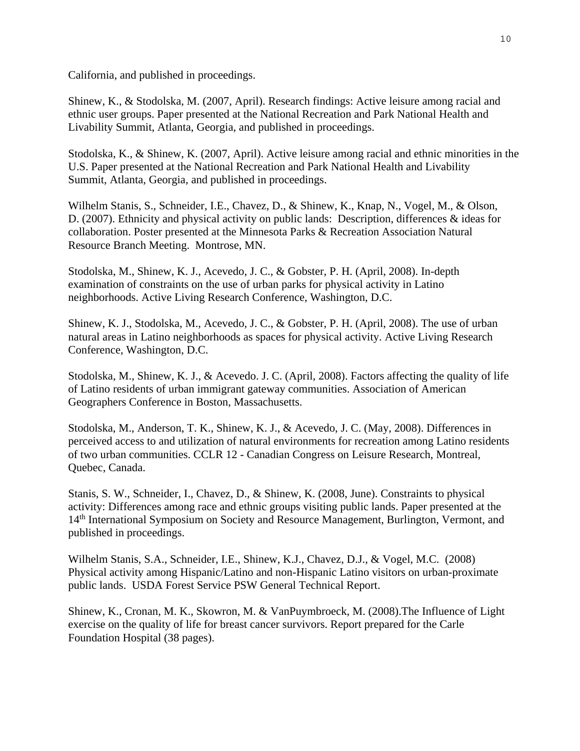California, and published in proceedings.

Shinew, K., & Stodolska, M. (2007, April). Research findings: Active leisure among racial and ethnic user groups. Paper presented at the National Recreation and Park National Health and Livability Summit, Atlanta, Georgia, and published in proceedings.

Stodolska, K., & Shinew, K. (2007, April). Active leisure among racial and ethnic minorities in the U.S. Paper presented at the National Recreation and Park National Health and Livability Summit, Atlanta, Georgia, and published in proceedings.

Wilhelm Stanis, S., Schneider, I.E., Chavez, D., & Shinew, K., Knap, N., Vogel, M., & Olson, D. (2007). Ethnicity and physical activity on public lands: Description, differences & ideas for collaboration. Poster presented at the Minnesota Parks & Recreation Association Natural Resource Branch Meeting. Montrose, MN.

Stodolska, M., Shinew, K. J., Acevedo, J. C., & Gobster, P. H. (April, 2008). In-depth examination of constraints on the use of urban parks for physical activity in Latino neighborhoods. Active Living Research Conference, Washington, D.C.

Shinew, K. J., Stodolska, M., Acevedo, J. C., & Gobster, P. H. (April, 2008). The use of urban natural areas in Latino neighborhoods as spaces for physical activity. Active Living Research Conference, Washington, D.C.

Stodolska, M., Shinew, K. J., & Acevedo. J. C. (April, 2008). Factors affecting the quality of life of Latino residents of urban immigrant gateway communities. Association of American Geographers Conference in Boston, Massachusetts.

Stodolska, M., Anderson, T. K., Shinew, K. J., & Acevedo, J. C. (May, 2008). Differences in perceived access to and utilization of natural environments for recreation among Latino residents of two urban communities. CCLR 12 - Canadian Congress on Leisure Research, Montreal, Quebec, Canada.

Stanis, S. W., Schneider, I., Chavez, D., & Shinew, K. (2008, June). Constraints to physical activity: Differences among race and ethnic groups visiting public lands. Paper presented at the 14th International Symposium on Society and Resource Management, Burlington, Vermont, and published in proceedings.

Wilhelm Stanis, S.A., Schneider, I.E., Shinew, K.J., Chavez, D.J., & Vogel, M.C. (2008) Physical activity among Hispanic/Latino and non-Hispanic Latino visitors on urban-proximate public lands. USDA Forest Service PSW General Technical Report.

Shinew, K., Cronan, M. K., Skowron, M. & VanPuymbroeck, M. (2008).The Influence of Light exercise on the quality of life for breast cancer survivors. Report prepared for the Carle Foundation Hospital (38 pages).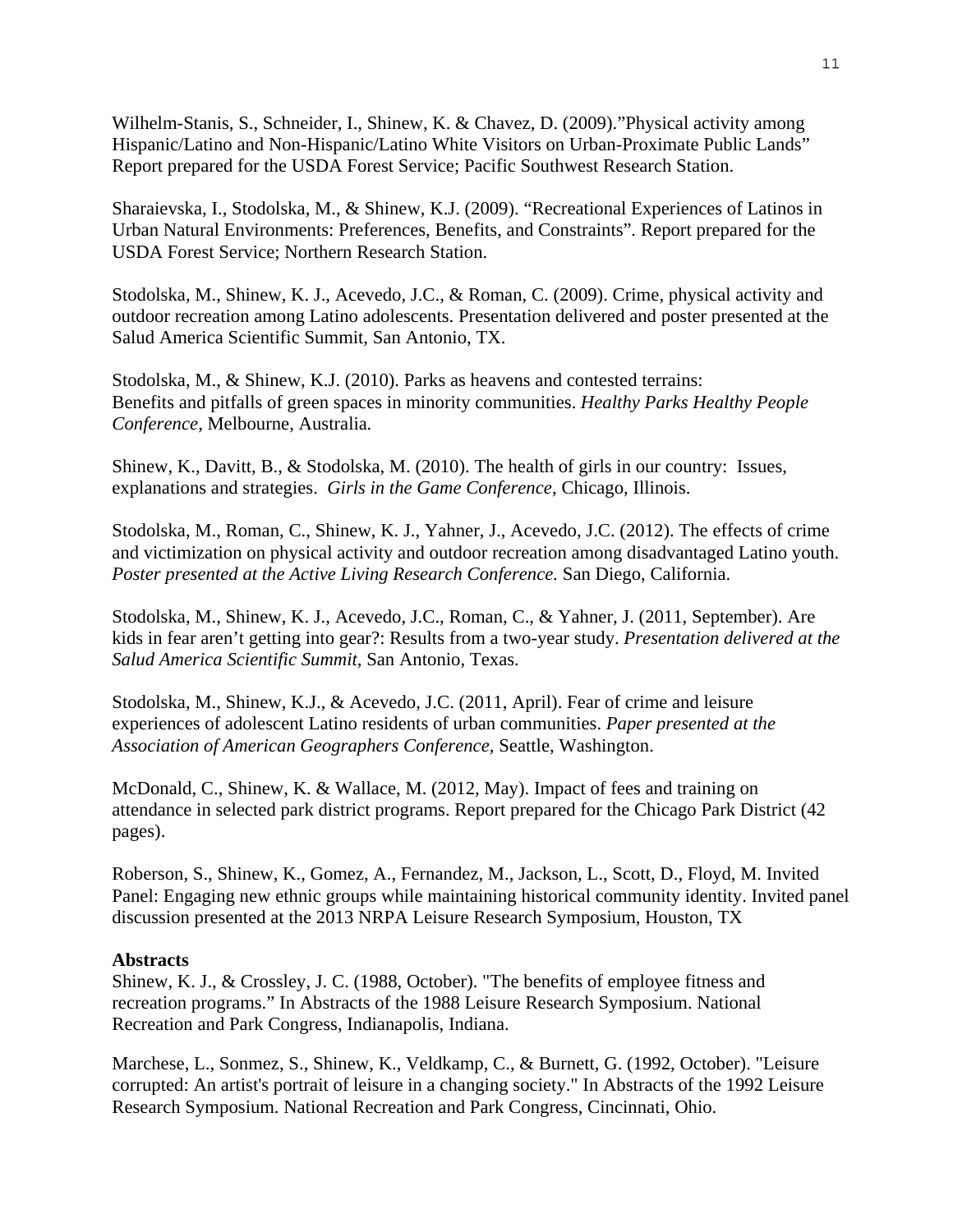Wilhelm-Stanis, S., Schneider, I., Shinew, K. & Chavez, D. (2009).”Physical activity among Hispanic/Latino and Non-Hispanic/Latino White Visitors on Urban-Proximate Public Lands” Report prepared for the USDA Forest Service; Pacific Southwest Research Station.

Sharaievska, I., Stodolska, M., & Shinew, K.J. (2009). “Recreational Experiences of Latinos in Urban Natural Environments: Preferences, Benefits, and Constraints”. Report prepared for the USDA Forest Service; Northern Research Station.

Stodolska, M., Shinew, K. J., Acevedo, J.C., & Roman, C. (2009). Crime, physical activity and outdoor recreation among Latino adolescents. Presentation delivered and poster presented at the Salud America Scientific Summit, San Antonio, TX.

Stodolska, M., & Shinew, K.J. (2010). Parks as heavens and contested terrains: Benefits and pitfalls of green spaces in minority communities. *Healthy Parks Healthy People Conference,* Melbourne, Australia*.*

Shinew, K., Davitt, B., & Stodolska, M. (2010). The health of girls in our country: Issues, explanations and strategies. *Girls in the Game Conference*, Chicago, Illinois.

Stodolska, M., Roman, C., Shinew, K. J., Yahner, J., Acevedo, J.C. (2012). The effects of crime and victimization on physical activity and outdoor recreation among disadvantaged Latino youth. *Poster presented at the Active Living Research Conference.* San Diego, California.

Stodolska, M., Shinew, K. J., Acevedo, J.C., Roman, C., & Yahner, J. (2011, September). Are kids in fear aren’t getting into gear?: Results from a two-year study. *Presentation delivered at the Salud America Scientific Summit,* San Antonio, Texas.

Stodolska, M., Shinew, K.J., & Acevedo, J.C. (2011, April). Fear of crime and leisure experiences of adolescent Latino residents of urban communities. *Paper presented at the Association of American Geographers Conference,* Seattle, Washington.

McDonald, C., Shinew, K. & Wallace, M. (2012, May). Impact of fees and training on attendance in selected park district programs. Report prepared for the Chicago Park District (42 pages).

Roberson, S., Shinew, K., Gomez, A., Fernandez, M., Jackson, L., Scott, D., Floyd, M. Invited Panel: Engaging new ethnic groups while maintaining historical community identity. Invited panel discussion presented at the 2013 NRPA Leisure Research Symposium, Houston, TX

**Abstracts**

Shinew, K. J., & Crossley, J. C. (1988, October). "The benefits of employee fitness and recreation programs.” In Abstracts of the 1988 Leisure Research Symposium. National Recreation and Park Congress, Indianapolis, Indiana.

Marchese, L., Sonmez, S., Shinew, K., Veldkamp, C., & Burnett, G. (1992, October). "Leisure corrupted: An artist's portrait of leisure in a changing society." In Abstracts of the 1992 Leisure Research Symposium. National Recreation and Park Congress, Cincinnati, Ohio.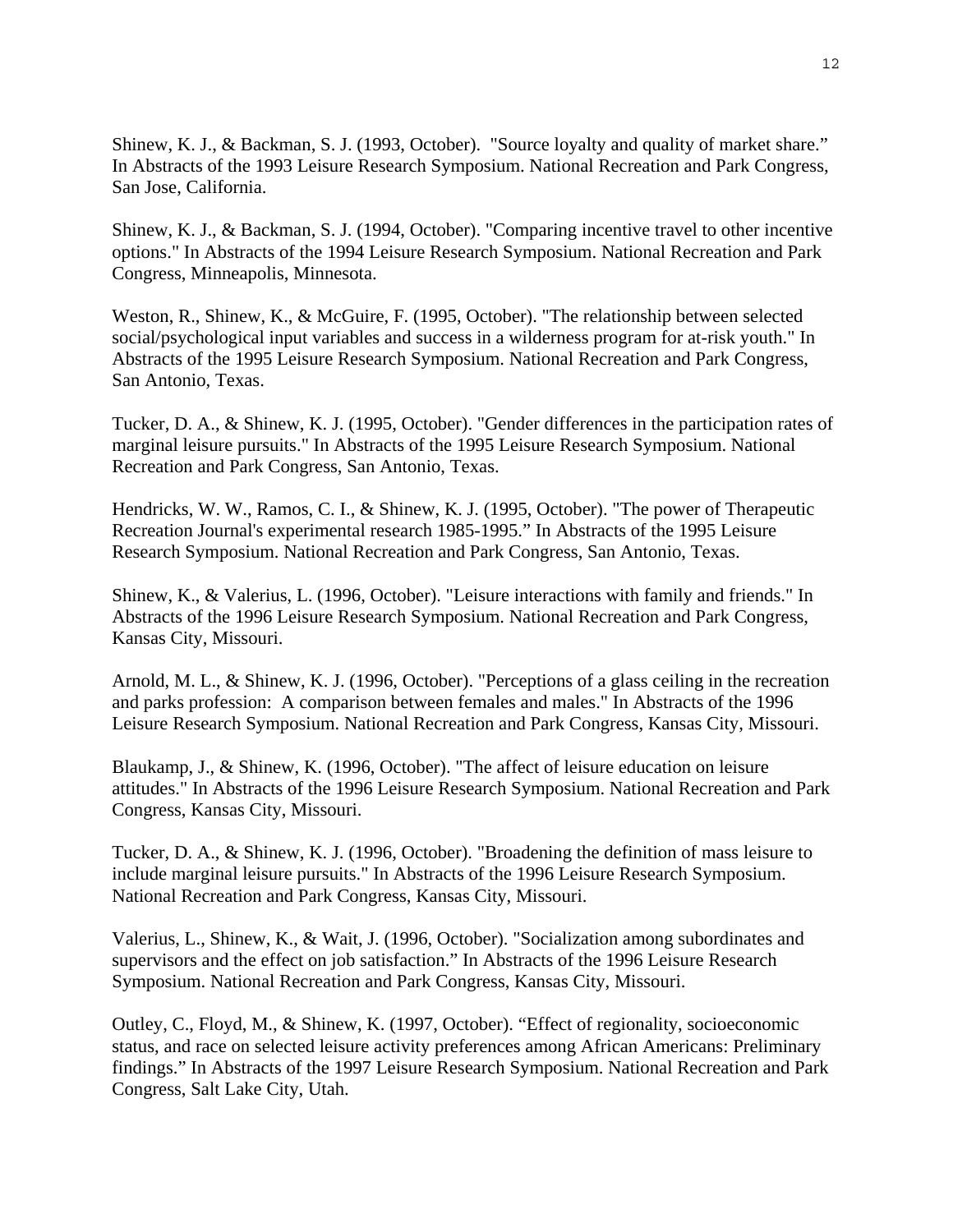Shinew, K. J., & Backman, S. J. (1993, October). "Source loyalty and quality of market share." In Abstracts of the 1993 Leisure Research Symposium. National Recreation and Park Congress, San Jose, California.

Shinew, K. J., & Backman, S. J. (1994, October). "Comparing incentive travel to other incentive options." In Abstracts of the 1994 Leisure Research Symposium. National Recreation and Park Congress, Minneapolis, Minnesota.

Weston, R., Shinew, K., & McGuire, F. (1995, October). "The relationship between selected social/psychological input variables and success in a wilderness program for at-risk youth." In Abstracts of the 1995 Leisure Research Symposium. National Recreation and Park Congress, San Antonio, Texas.

Tucker, D. A., & Shinew, K. J. (1995, October). "Gender differences in the participation rates of marginal leisure pursuits." In Abstracts of the 1995 Leisure Research Symposium. National Recreation and Park Congress, San Antonio, Texas.

Hendricks, W. W., Ramos, C. I., & Shinew, K. J. (1995, October). "The power of Therapeutic Recreation Journal's experimental research 1985-1995." In Abstracts of the 1995 Leisure Research Symposium. National Recreation and Park Congress, San Antonio, Texas.

Shinew, K., & Valerius, L. (1996, October). "Leisure interactions with family and friends." In Abstracts of the 1996 Leisure Research Symposium. National Recreation and Park Congress, Kansas City, Missouri.

Arnold, M. L., & Shinew, K. J. (1996, October). "Perceptions of a glass ceiling in the recreation and parks profession: A comparison between females and males." In Abstracts of the 1996 Leisure Research Symposium. National Recreation and Park Congress, Kansas City, Missouri.

Blaukamp, J., & Shinew, K. (1996, October). "The affect of leisure education on leisure attitudes." In Abstracts of the 1996 Leisure Research Symposium. National Recreation and Park Congress, Kansas City, Missouri.

Tucker, D. A., & Shinew, K. J. (1996, October). "Broadening the definition of mass leisure to include marginal leisure pursuits." In Abstracts of the 1996 Leisure Research Symposium. National Recreation and Park Congress, Kansas City, Missouri.

Valerius, L., Shinew, K., & Wait, J. (1996, October). "Socialization among subordinates and supervisors and the effect on job satisfaction." In Abstracts of the 1996 Leisure Research Symposium. National Recreation and Park Congress, Kansas City, Missouri.

Outley, C., Floyd, M., & Shinew, K. (1997, October). "Effect of regionality, socioeconomic status, and race on selected leisure activity preferences among African Americans: Preliminary findings." In Abstracts of the 1997 Leisure Research Symposium. National Recreation and Park Congress, Salt Lake City, Utah.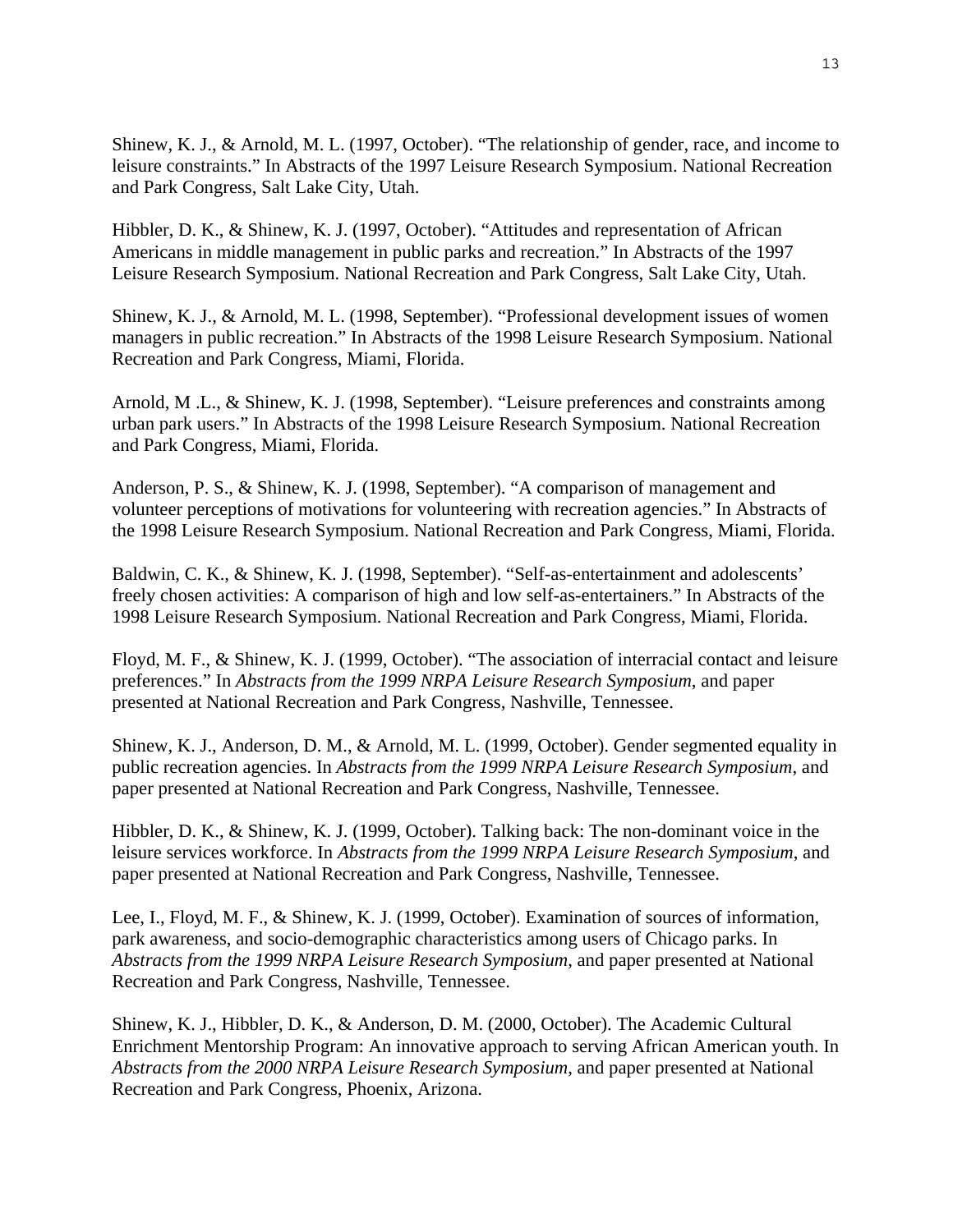Shinew, K. J., & Arnold, M. L. (1997, October). “The relationship of gender, race, and income to leisure constraints.” In Abstracts of the 1997 Leisure Research Symposium. National Recreation and Park Congress, Salt Lake City, Utah.

Hibbler, D. K., & Shinew, K. J. (1997, October). “Attitudes and representation of African Americans in middle management in public parks and recreation.” In Abstracts of the 1997 Leisure Research Symposium. National Recreation and Park Congress, Salt Lake City, Utah.

Shinew, K. J., & Arnold, M. L. (1998, September). “Professional development issues of women managers in public recreation.” In Abstracts of the 1998 Leisure Research Symposium. National Recreation and Park Congress, Miami, Florida.

Arnold, M .L., & Shinew, K. J. (1998, September). “Leisure preferences and constraints among urban park users.” In Abstracts of the 1998 Leisure Research Symposium. National Recreation and Park Congress, Miami, Florida.

Anderson, P. S., & Shinew, K. J. (1998, September). “A comparison of management and volunteer perceptions of motivations for volunteering with recreation agencies.” In Abstracts of the 1998 Leisure Research Symposium. National Recreation and Park Congress, Miami, Florida.

Baldwin, C. K., & Shinew, K. J. (1998, September). “Self-as-entertainment and adolescents’ freely chosen activities: A comparison of high and low self-as-entertainers.” In Abstracts of the 1998 Leisure Research Symposium. National Recreation and Park Congress, Miami, Florida.

Floyd, M. F., & Shinew, K. J. (1999, October). “The association of interracial contact and leisure preferences.” In *Abstracts from the 1999 NRPA Leisure Research Symposium*, and paper presented at National Recreation and Park Congress, Nashville, Tennessee.

Shinew, K. J., Anderson, D. M., & Arnold, M. L. (1999, October). Gender segmented equality in public recreation agencies. In *Abstracts from the 1999 NRPA Leisure Research Symposium*, and paper presented at National Recreation and Park Congress, Nashville, Tennessee.

Hibbler, D. K., & Shinew, K. J. (1999, October). Talking back: The non-dominant voice in the leisure services workforce. In *Abstracts from the 1999 NRPA Leisure Research Symposium*, and paper presented at National Recreation and Park Congress, Nashville, Tennessee.

Lee, I., Floyd, M. F., & Shinew, K. J. (1999, October). Examination of sources of information, park awareness, and socio-demographic characteristics among users of Chicago parks. In *Abstracts from the 1999 NRPA Leisure Research Symposium,* and paper presented at National Recreation and Park Congress, Nashville, Tennessee.

Shinew, K. J., Hibbler, D. K., & Anderson, D. M. (2000, October). The Academic Cultural Enrichment Mentorship Program: An innovative approach to serving African American youth. In *Abstracts from the 2000 NRPA Leisure Research Symposium*, and paper presented at National Recreation and Park Congress, Phoenix, Arizona.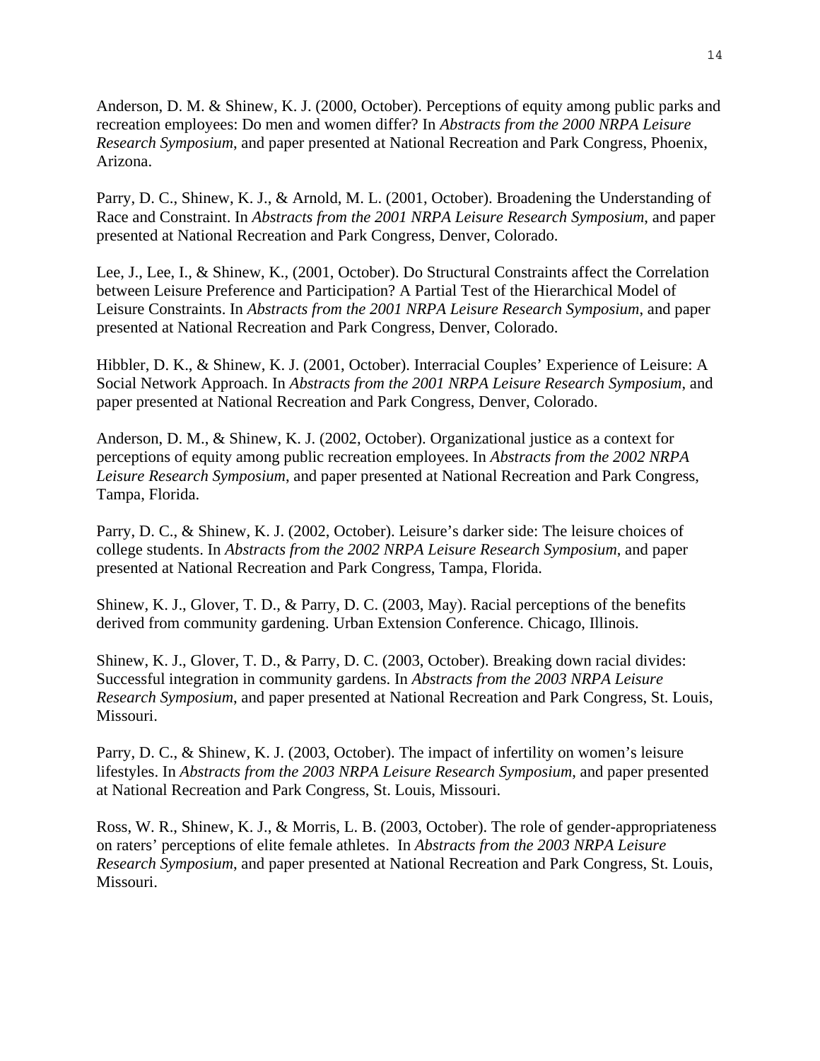Anderson, D. M. & Shinew, K. J. (2000, October). Perceptions of equity among public parks and recreation employees: Do men and women differ? In *Abstracts from the 2000 NRPA Leisure Research Symposium*, and paper presented at National Recreation and Park Congress, Phoenix, Arizona.

Parry, D. C., Shinew, K. J., & Arnold, M. L. (2001, October). Broadening the Understanding of Race and Constraint. In *Abstracts from the 2001 NRPA Leisure Research Symposium*, and paper presented at National Recreation and Park Congress, Denver, Colorado.

Lee, J., Lee, I., & Shinew, K., (2001, October). Do Structural Constraints affect the Correlation between Leisure Preference and Participation? A Partial Test of the Hierarchical Model of Leisure Constraints. In *Abstracts from the 2001 NRPA Leisure Research Symposium*, and paper presented at National Recreation and Park Congress, Denver, Colorado.

Hibbler, D. K., & Shinew, K. J. (2001, October). Interracial Couples' Experience of Leisure: A Social Network Approach. In *Abstracts from the 2001 NRPA Leisure Research Symposium*, and paper presented at National Recreation and Park Congress, Denver, Colorado.

Anderson, D. M., & Shinew, K. J. (2002, October). Organizational justice as a context for perceptions of equity among public recreation employees. In *Abstracts from the 2002 NRPA Leisure Research Symposium*, and paper presented at National Recreation and Park Congress, Tampa, Florida.

Parry, D. C., & Shinew, K. J. (2002, October). Leisure's darker side: The leisure choices of college students. In *Abstracts from the 2002 NRPA Leisure Research Symposium*, and paper presented at National Recreation and Park Congress, Tampa, Florida.

Shinew, K. J., Glover, T. D., & Parry, D. C. (2003, May). Racial perceptions of the benefits derived from community gardening. Urban Extension Conference. Chicago, Illinois.

Shinew, K. J., Glover, T. D., & Parry, D. C. (2003, October). Breaking down racial divides: Successful integration in community gardens. In *Abstracts from the 2003 NRPA Leisure Research Symposium*, and paper presented at National Recreation and Park Congress, St. Louis, Missouri.

Parry, D. C., & Shinew, K. J. (2003, October). The impact of infertility on women's leisure lifestyles. In *Abstracts from the 2003 NRPA Leisure Research Symposium*, and paper presented at National Recreation and Park Congress, St. Louis, Missouri.

Ross, W. R., Shinew, K. J., & Morris, L. B. (2003, October). The role of gender-appropriateness on raters' perceptions of elite female athletes. In *Abstracts from the 2003 NRPA Leisure Research Symposium*, and paper presented at National Recreation and Park Congress, St. Louis, Missouri.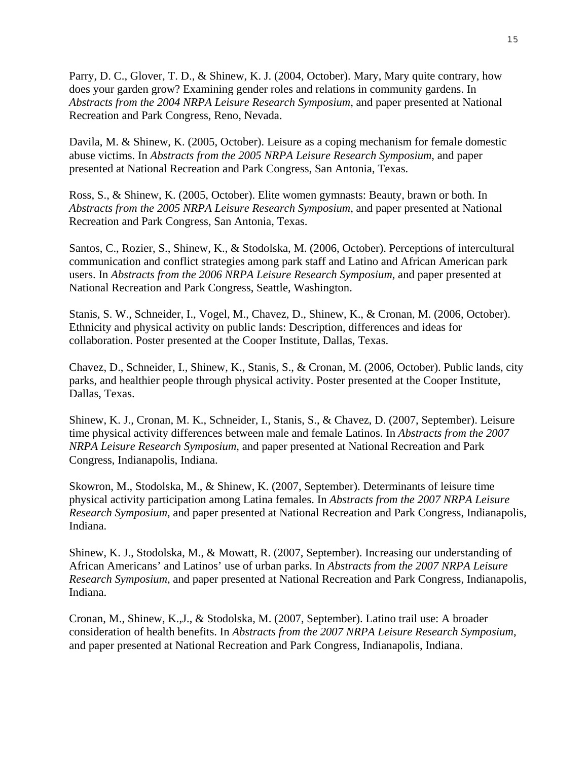Parry, D. C., Glover, T. D., & Shinew, K. J. (2004, October). Mary, Mary quite contrary, how does your garden grow? Examining gender roles and relations in community gardens. In *Abstracts from the 2004 NRPA Leisure Research Symposium*, and paper presented at National Recreation and Park Congress, Reno, Nevada.

Davila, M. & Shinew, K. (2005, October). Leisure as a coping mechanism for female domestic abuse victims. In *Abstracts from the 2005 NRPA Leisure Research Symposium*, and paper presented at National Recreation and Park Congress, San Antonia, Texas.

Ross, S., & Shinew, K. (2005, October). Elite women gymnasts: Beauty, brawn or both. In *Abstracts from the 2005 NRPA Leisure Research Symposium*, and paper presented at National Recreation and Park Congress, San Antonia, Texas.

Santos, C., Rozier, S., Shinew, K., & Stodolska, M. (2006, October). Perceptions of intercultural communication and conflict strategies among park staff and Latino and African American park users. In *Abstracts from the 2006 NRPA Leisure Research Symposium*, and paper presented at National Recreation and Park Congress, Seattle, Washington.

Stanis, S. W., Schneider, I., Vogel, M., Chavez, D., Shinew, K., & Cronan, M. (2006, October). Ethnicity and physical activity on public lands: Description, differences and ideas for collaboration. Poster presented at the Cooper Institute, Dallas, Texas.

Chavez, D., Schneider, I., Shinew, K., Stanis, S., & Cronan, M. (2006, October). Public lands, city parks, and healthier people through physical activity. Poster presented at the Cooper Institute, Dallas, Texas.

Shinew, K. J., Cronan, M. K., Schneider, I., Stanis, S., & Chavez, D. (2007, September). Leisure time physical activity differences between male and female Latinos. In *Abstracts from the 2007 NRPA Leisure Research Symposium*, and paper presented at National Recreation and Park Congress, Indianapolis, Indiana.

Skowron, M., Stodolska, M., & Shinew, K. (2007, September). Determinants of leisure time physical activity participation among Latina females. In *Abstracts from the 2007 NRPA Leisure Research Symposium*, and paper presented at National Recreation and Park Congress, Indianapolis, Indiana.

Shinew, K. J., Stodolska, M., & Mowatt, R. (2007, September). Increasing our understanding of African Americans' and Latinos' use of urban parks. In *Abstracts from the 2007 NRPA Leisure Research Symposium*, and paper presented at National Recreation and Park Congress, Indianapolis, Indiana.

Cronan, M., Shinew, K.,J., & Stodolska, M. (2007, September). Latino trail use: A broader consideration of health benefits. In *Abstracts from the 2007 NRPA Leisure Research Symposium*, and paper presented at National Recreation and Park Congress, Indianapolis, Indiana.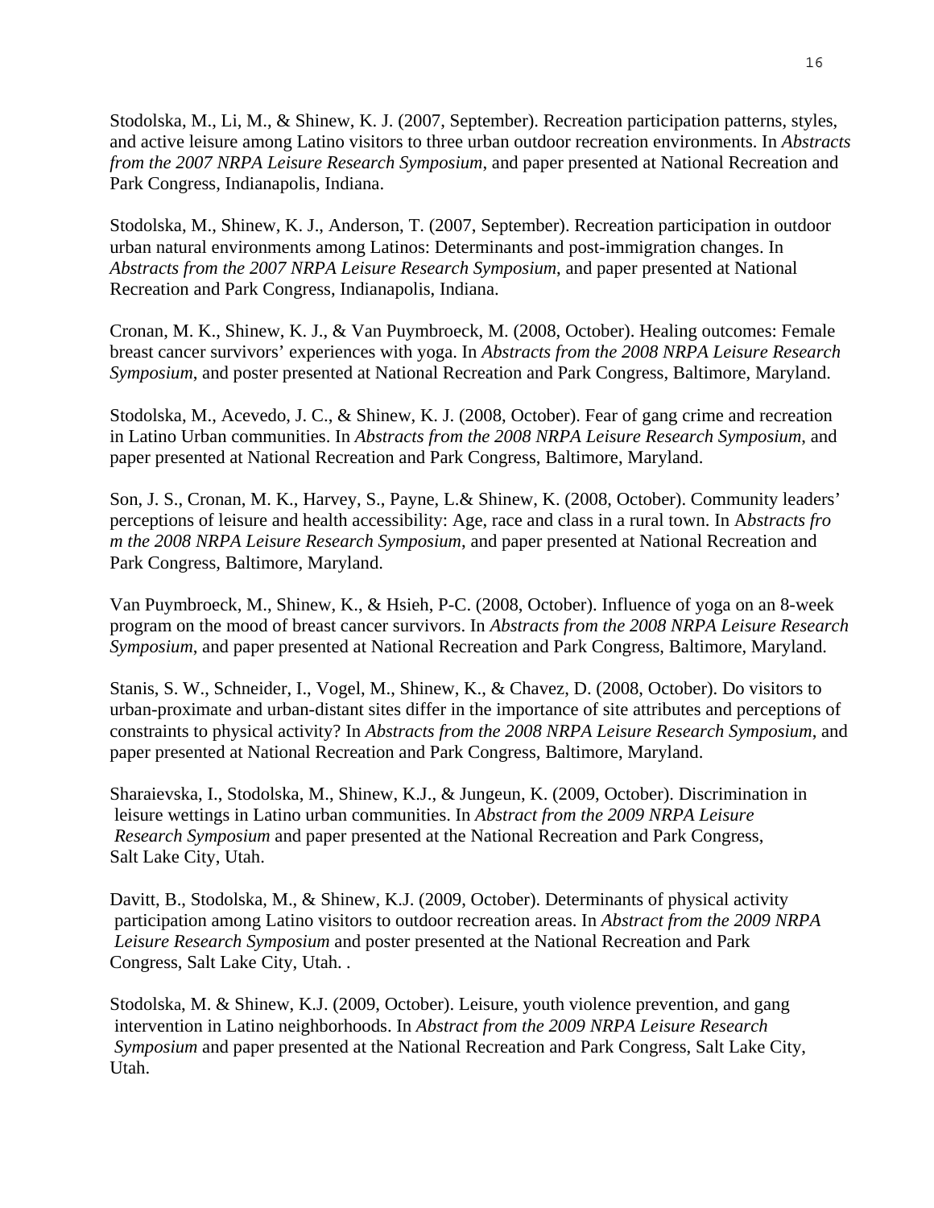Stodolska, M., Li, M., & Shinew, K. J. (2007, September). Recreation participation patterns, styles, and active leisure among Latino visitors to three urban outdoor recreation environments. In *Abstracts from the 2007 NRPA Leisure Research Symposium*, and paper presented at National Recreation and Park Congress, Indianapolis, Indiana.

Stodolska, M., Shinew, K. J., Anderson, T. (2007, September). Recreation participation in outdoor urban natural environments among Latinos: Determinants and post-immigration changes. In *Abstracts from the 2007 NRPA Leisure Research Symposium*, and paper presented at National Recreation and Park Congress, Indianapolis, Indiana.

Cronan, M. K., Shinew, K. J., & Van Puymbroeck, M. (2008, October). Healing outcomes: Female breast cancer survivors' experiences with yoga. In *Abstracts from the 2008 NRPA Leisure Research Symposium*, and poster presented at National Recreation and Park Congress, Baltimore, Maryland.

Stodolska, M., Acevedo, J. C., & Shinew, K. J. (2008, October). Fear of gang crime and recreation in Latino Urban communities. In *Abstracts from the 2008 NRPA Leisure Research Symposium*, and paper presented at National Recreation and Park Congress, Baltimore, Maryland.

Son, J. S., Cronan, M. K., Harvey, S., Payne, L.& Shinew, K. (2008, October). Community leaders' perceptions of leisure and health accessibility: Age, race and class in a rural town. In A*bstracts fro m the 2008 NRPA Leisure Research Symposium*, and paper presented at National Recreation and Park Congress, Baltimore, Maryland.

Van Puymbroeck, M., Shinew, K., & Hsieh, P-C. (2008, October). Influence of yoga on an 8-week program on the mood of breast cancer survivors. In *Abstracts from the 2008 NRPA Leisure Research Symposium*, and paper presented at National Recreation and Park Congress, Baltimore, Maryland.

Stanis, S. W., Schneider, I., Vogel, M., Shinew, K., & Chavez, D. (2008, October). Do visitors to urban-proximate and urban-distant sites differ in the importance of site attributes and perceptions of constraints to physical activity? In *Abstracts from the 2008 NRPA Leisure Research Symposium*, and paper presented at National Recreation and Park Congress, Baltimore, Maryland.

Sharaievska, I., Stodolska, M., Shinew, K.J., & Jungeun, K. (2009, October). Discrimination in leisure wettings in Latino urban communities. In *Abstract from the 2009 NRPA Leisure Research Symposium* and paper presented at the National Recreation and Park Congress, Salt Lake City, Utah.

Davitt, B., Stodolska, M., & Shinew, K.J. (2009, October). Determinants of physical activity participation among Latino visitors to outdoor recreation areas. In *Abstract from the 2009 NRPA Leisure Research Symposium* and poster presented at the National Recreation and Park Congress, Salt Lake City, Utah. .

Stodolska, M. & Shinew, K.J. (2009, October). Leisure, youth violence prevention, and gang intervention in Latino neighborhoods. In *Abstract from the 2009 NRPA Leisure Research Symposium* and paper presented at the National Recreation and Park Congress, Salt Lake City, Utah.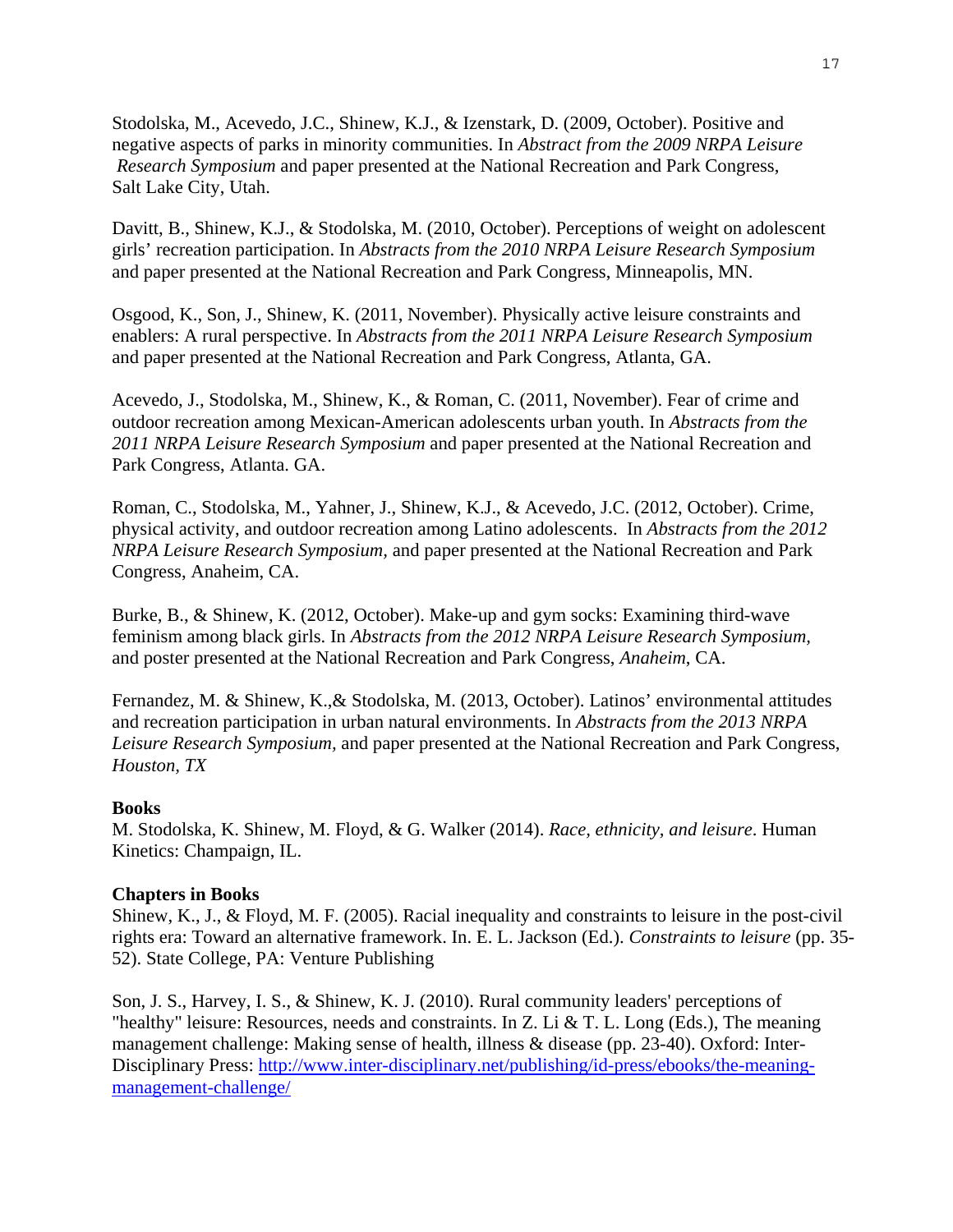Stodolska, M., Acevedo, J.C., Shinew, K.J., & Izenstark, D. (2009, October). Positive and negative aspects of parks in minority communities. In *Abstract from the 2009 NRPA Leisure Research Symposium* and paper presented at the National Recreation and Park Congress, Salt Lake City, Utah.

Davitt, B., Shinew, K.J., & Stodolska, M. (2010, October). Perceptions of weight on adolescent girls' recreation participation. In *Abstracts from the 2010 NRPA Leisure Research Symposium* and paper presented at the National Recreation and Park Congress, Minneapolis, MN.

Osgood, K., Son, J., Shinew, K. (2011, November). Physically active leisure constraints and enablers: A rural perspective. In *Abstracts from the 2011 NRPA Leisure Research Symposium* and paper presented at the National Recreation and Park Congress, Atlanta, GA.

Acevedo, J., Stodolska, M., Shinew, K., & Roman, C. (2011, November). Fear of crime and outdoor recreation among Mexican-American adolescents urban youth. In *Abstracts from the 2011 NRPA Leisure Research Symposium* and paper presented at the National Recreation and Park Congress, Atlanta. GA.

Roman, C., Stodolska, M., Yahner, J., Shinew, K.J., & Acevedo, J.C. (2012, October). Crime, physical activity, and outdoor recreation among Latino adolescents. In *Abstracts from the 2012 NRPA Leisure Research Symposium,* and paper presented at the National Recreation and Park Congress, Anaheim, CA.

Burke, B., & Shinew, K. (2012, October). Make-up and gym socks: Examining third-wave feminism among black girls. In *Abstracts from the 2012 NRPA Leisure Research Symposium*, and poster presented at the National Recreation and Park Congress, *Anaheim*, CA.

Fernandez, M. & Shinew, K.,& Stodolska, M. (2013, October). Latinos' environmental attitudes and recreation participation in urban natural environments. In *Abstracts from the 2013 NRPA Leisure Research Symposium*, and paper presented at the National Recreation and Park Congress, *Houston, TX*

**Books**

M. Stodolska, K. Shinew, M. Floyd, & G. Walker (2014). *Race, ethnicity, and leisure*. Human Kinetics: Champaign, IL.

**Chapters in Books**

Shinew, K., J., & Floyd, M. F. (2005). Racial inequality and constraints to leisure in the post-civil rights era: Toward an alternative framework. In. E. L. Jackson (Ed.). *Constraints to leisure* (pp. 35-52). State College, PA: Venture Publishing

Son, J. S., Harvey, I. S., & Shinew, K. J. (2010). Rural community leaders' perceptions of "healthy" leisure: Resources, needs and constraints. In Z. Li & T. L. Long (Eds.), The meaning management challenge: Making sense of health, illness & disease (pp. 23-40). Oxford: Inter-Disciplinary Press: [http://www.inter-disciplinary.net/publishing/id-press/ebooks/the-meaning-management-challenge/](http://www.inter-disciplinary.net/publishing/id-press/ebooks/the-meaning-management-challenge/)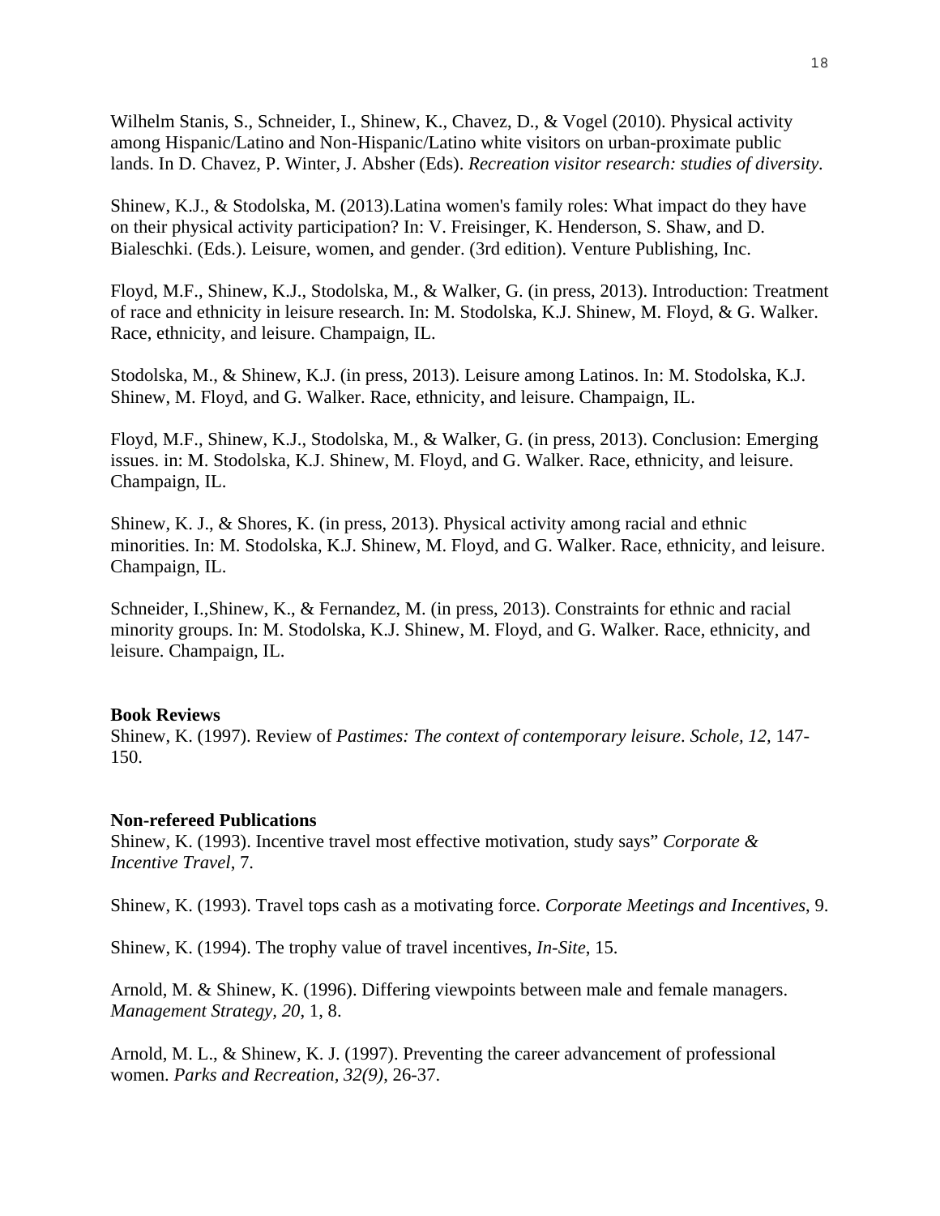Wilhelm Stanis, S., Schneider, I., Shinew, K., Chavez, D., & Vogel (2010). Physical activity among Hispanic/Latino and Non-Hispanic/Latino white visitors on urban-proximate public lands. In D. Chavez, P. Winter, J. Absher (Eds). *Recreation visitor research: studies of diversity.*

Shinew, K.J., & Stodolska, M. (2013).Latina women's family roles: What impact do they have on their physical activity participation? In: V. Freisinger, K. Henderson, S. Shaw, and D. Bialeschki. (Eds.). Leisure, women, and gender. (3rd edition). Venture Publishing, Inc.

Floyd, M.F., Shinew, K.J., Stodolska, M., & Walker, G. (in press, 2013). Introduction: Treatment of race and ethnicity in leisure research. In: M. Stodolska, K.J. Shinew, M. Floyd, & G. Walker. Race, ethnicity, and leisure. Champaign, IL.

Stodolska, M., & Shinew, K.J. (in press, 2013). Leisure among Latinos. In: M. Stodolska, K.J. Shinew, M. Floyd, and G. Walker. Race, ethnicity, and leisure. Champaign, IL.

Floyd, M.F., Shinew, K.J., Stodolska, M., & Walker, G. (in press, 2013). Conclusion: Emerging issues. in: M. Stodolska, K.J. Shinew, M. Floyd, and G. Walker. Race, ethnicity, and leisure. Champaign, IL.

Shinew, K. J., & Shores, K. (in press, 2013). Physical activity among racial and ethnic minorities. In: M. Stodolska, K.J. Shinew, M. Floyd, and G. Walker. Race, ethnicity, and leisure. Champaign, IL.

Schneider, I.,Shinew, K., & Fernandez, M. (in press, 2013). Constraints for ethnic and racial minority groups. In: M. Stodolska, K.J. Shinew, M. Floyd, and G. Walker. Race, ethnicity, and leisure. Champaign, IL.

**Book Reviews**

Shinew, K. (1997). Review of *Pastimes: The context of contemporary leisure*. *Schole, 12,* 147-150.

**Non-refereed Publications**

Shinew, K. (1993). Incentive travel most effective motivation, study says" *Corporate & Incentive Travel*, 7.

Shinew, K. (1993). Travel tops cash as a motivating force. *Corporate Meetings and Incentives*, 9.

Shinew, K. (1994). The trophy value of travel incentives, *In-Site*, 15.

Arnold, M. & Shinew, K. (1996). Differing viewpoints between male and female managers. *Management Strategy, 20*, 1, 8.

Arnold, M. L., & Shinew, K. J. (1997). Preventing the career advancement of professional women. *Parks and Recreation, 32(9)*, 26-37.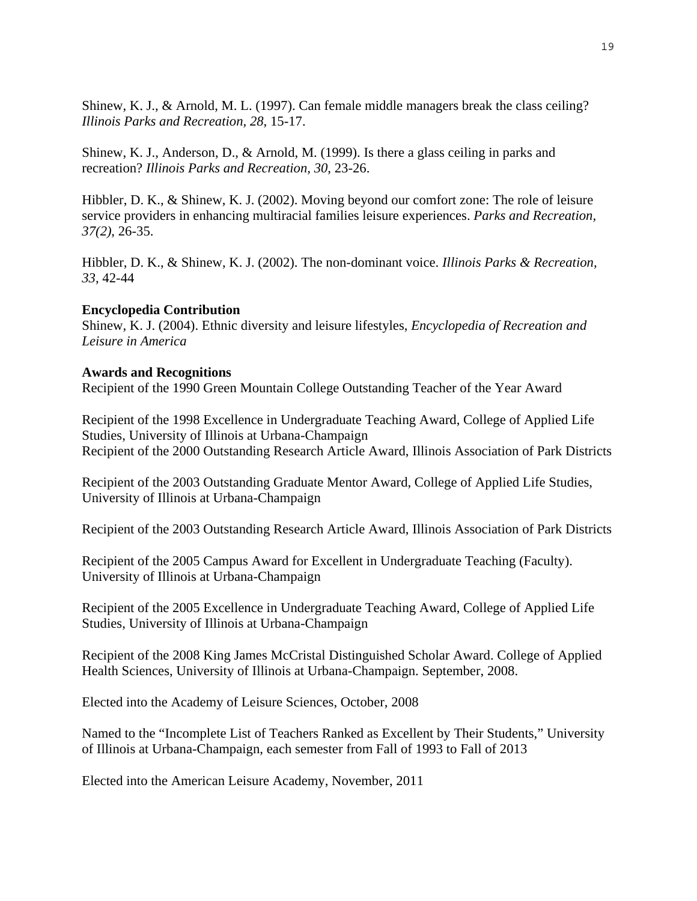Shinew, K. J., & Arnold, M. L. (1997). Can female middle managers break the class ceiling? *Illinois Parks and Recreation*, *28*, 15-17.

Shinew, K. J., Anderson, D., & Arnold, M. (1999). Is there a glass ceiling in parks and recreation? *Illinois Parks and Recreation*, *30*, 23-26.

Hibbler, D. K., & Shinew, K. J. (2002). Moving beyond our comfort zone: The role of leisure service providers in enhancing multiracial families leisure experiences. *Parks and Recreation, 37(2)*, 26-35.

Hibbler, D. K., & Shinew, K. J. (2002). The non-dominant voice. *Illinois Parks & Recreation, 33*, 42-44

**Encyclopedia Contribution**

Shinew, K. J. (2004). Ethnic diversity and leisure lifestyles, *Encyclopedia of Recreation and Leisure in America*

**Awards and Recognitions**

Recipient of the 1990 Green Mountain College Outstanding Teacher of the Year Award

Recipient of the 1998 Excellence in Undergraduate Teaching Award, College of Applied Life Studies, University of Illinois at Urbana-Champaign
Recipient of the 2000 Outstanding Research Article Award, Illinois Association of Park Districts

Recipient of the 2003 Outstanding Graduate Mentor Award, College of Applied Life Studies, University of Illinois at Urbana-Champaign

Recipient of the 2003 Outstanding Research Article Award, Illinois Association of Park Districts

Recipient of the 2005 Campus Award for Excellent in Undergraduate Teaching (Faculty). University of Illinois at Urbana-Champaign

Recipient of the 2005 Excellence in Undergraduate Teaching Award, College of Applied Life Studies, University of Illinois at Urbana-Champaign

Recipient of the 2008 King James McCristal Distinguished Scholar Award. College of Applied Health Sciences, University of Illinois at Urbana-Champaign. September, 2008.

Elected into the Academy of Leisure Sciences, October, 2008

Named to the "Incomplete List of Teachers Ranked as Excellent by Their Students," University of Illinois at Urbana-Champaign, each semester from Fall of 1993 to Fall of 2013

Elected into the American Leisure Academy, November, 2011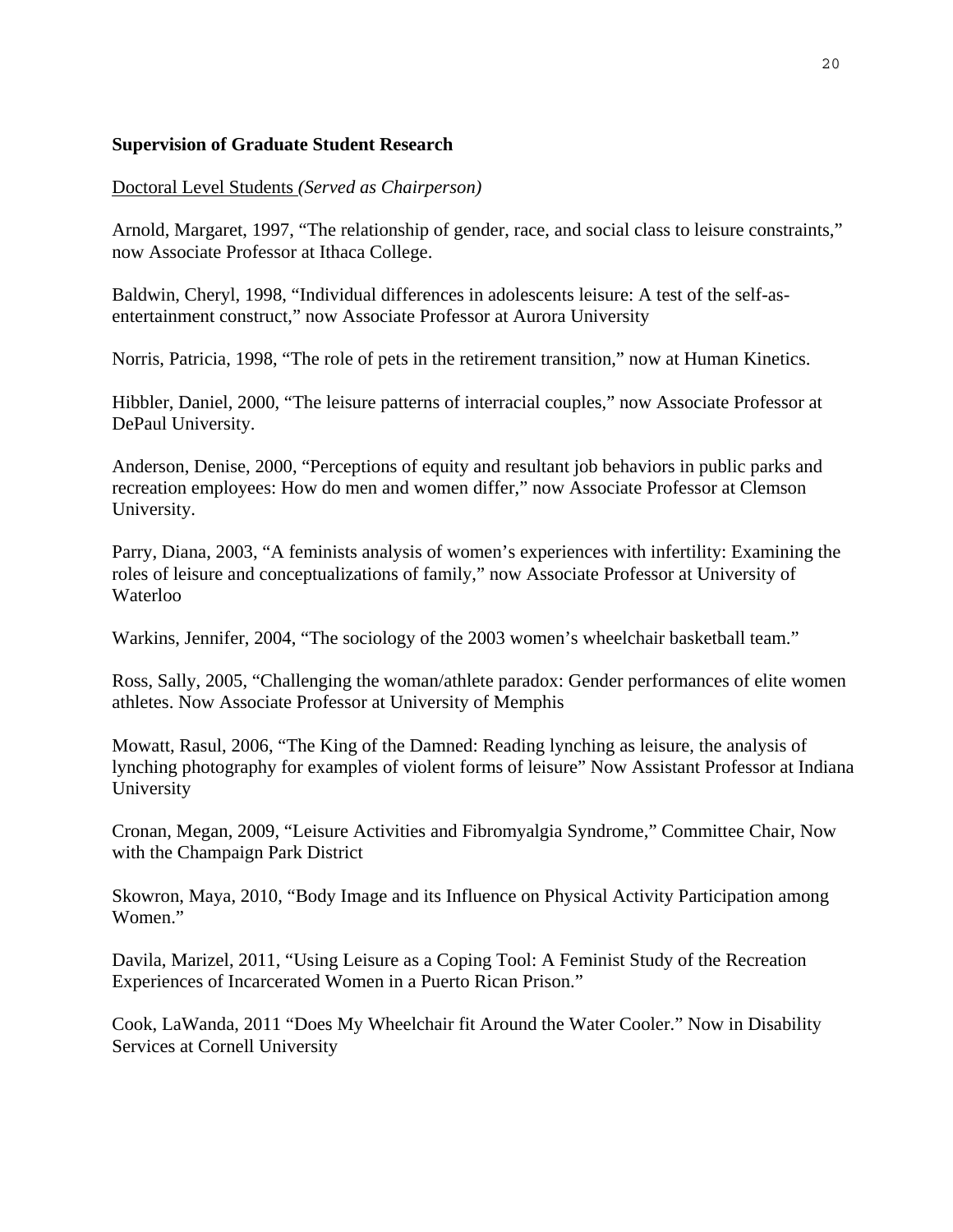**Supervision of Graduate Student Research**

<u>Doctoral Level Students</u> *(Served as Chairperson)*

Arnold, Margaret, 1997, "The relationship of gender, race, and social class to leisure constraints," now Associate Professor at Ithaca College.

Baldwin, Cheryl, 1998, "Individual differences in adolescents leisure: A test of the self-as-entertainment construct," now Associate Professor at Aurora University

Norris, Patricia, 1998, "The role of pets in the retirement transition," now at Human Kinetics.

Hibbler, Daniel, 2000, "The leisure patterns of interracial couples," now Associate Professor at DePaul University.

Anderson, Denise, 2000, "Perceptions of equity and resultant job behaviors in public parks and recreation employees: How do men and women differ," now Associate Professor at Clemson University.

Parry, Diana, 2003, "A feminists analysis of women's experiences with infertility: Examining the roles of leisure and conceptualizations of family," now Associate Professor at University of Waterloo

Warkins, Jennifer, 2004, "The sociology of the 2003 women's wheelchair basketball team."

Ross, Sally, 2005, "Challenging the woman/athlete paradox: Gender performances of elite women athletes. Now Associate Professor at University of Memphis

Mowatt, Rasul, 2006, "The King of the Damned: Reading lynching as leisure, the analysis of lynching photography for examples of violent forms of leisure" Now Assistant Professor at Indiana University

Cronan, Megan, 2009, "Leisure Activities and Fibromyalgia Syndrome," Committee Chair, Now with the Champaign Park District

Skowron, Maya, 2010, "Body Image and its Influence on Physical Activity Participation among Women."

Davila, Marizel, 2011, "Using Leisure as a Coping Tool: A Feminist Study of the Recreation Experiences of Incarcerated Women in a Puerto Rican Prison."

Cook, LaWanda, 2011 "Does My Wheelchair fit Around the Water Cooler." Now in Disability Services at Cornell University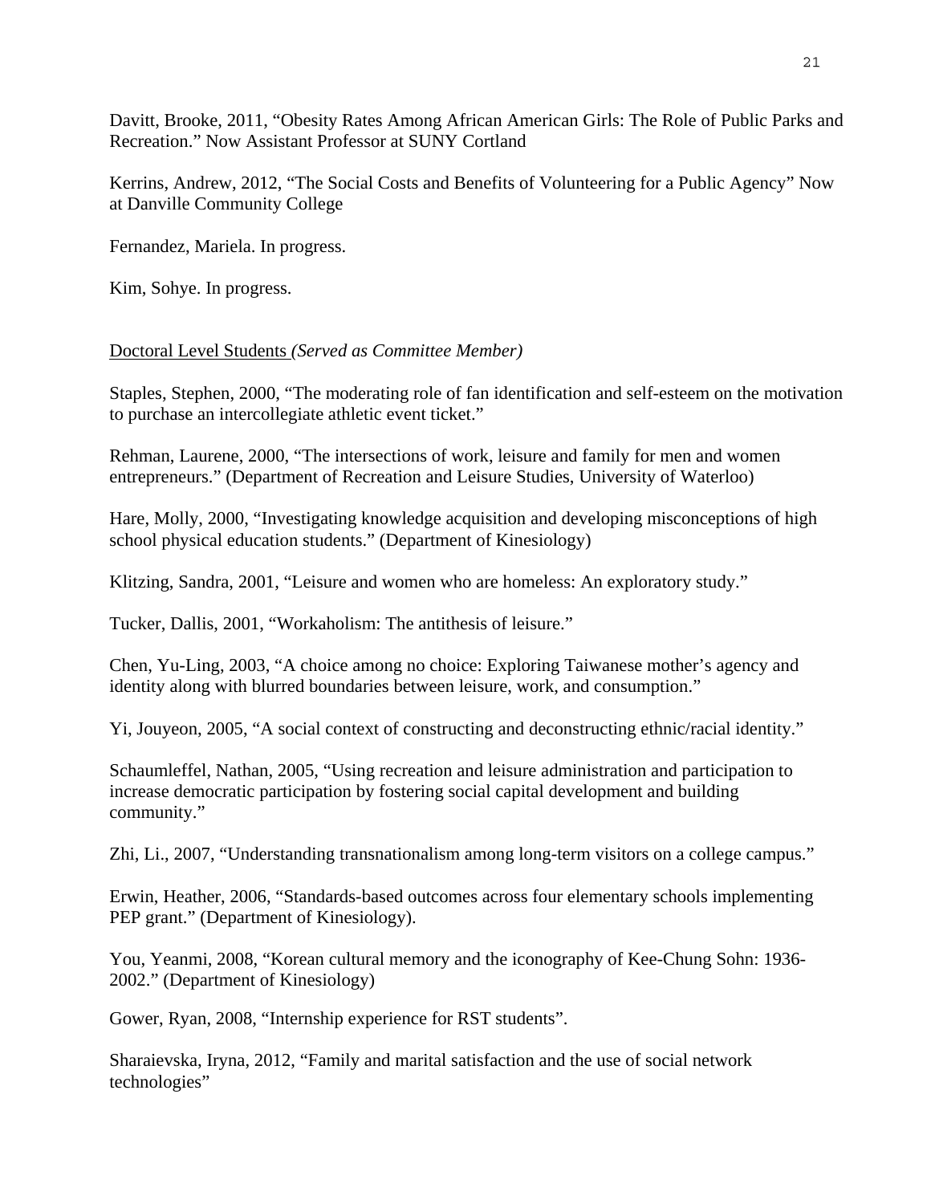Davitt, Brooke, 2011, “Obesity Rates Among African American Girls: The Role of Public Parks and Recreation.” Now Assistant Professor at SUNY Cortland

Kerrins, Andrew, 2012, “The Social Costs and Benefits of Volunteering for a Public Agency” Now at Danville Community College

Fernandez, Mariela. In progress.

Kim, Sohye. In progress.

Doctoral Level Students *(Served as Committee Member)*

Staples, Stephen, 2000, “The moderating role of fan identification and self-esteem on the motivation to purchase an intercollegiate athletic event ticket.”

Rehman, Laurene, 2000, “The intersections of work, leisure and family for men and women entrepreneurs.” (Department of Recreation and Leisure Studies, University of Waterloo)

Hare, Molly, 2000, “Investigating knowledge acquisition and developing misconceptions of high school physical education students.” (Department of Kinesiology)

Klitzing, Sandra, 2001, “Leisure and women who are homeless: An exploratory study.”

Tucker, Dallis, 2001, “Workaholism: The antithesis of leisure.”

Chen, Yu-Ling, 2003, “A choice among no choice: Exploring Taiwanese mother’s agency and identity along with blurred boundaries between leisure, work, and consumption.”

Yi, Jouyeon, 2005, “A social context of constructing and deconstructing ethnic/racial identity.”

Schaumleffel, Nathan, 2005, “Using recreation and leisure administration and participation to increase democratic participation by fostering social capital development and building community.”

Zhi, Li., 2007, “Understanding transnationalism among long-term visitors on a college campus.”

Erwin, Heather, 2006, “Standards-based outcomes across four elementary schools implementing PEP grant.” (Department of Kinesiology).

You, Yeanmi, 2008, “Korean cultural memory and the iconography of Kee-Chung Sohn: 1936-2002.” (Department of Kinesiology)

Gower, Ryan, 2008, “Internship experience for RST students”.

Sharaievska, Iryna, 2012, “Family and marital satisfaction and the use of social network technologies”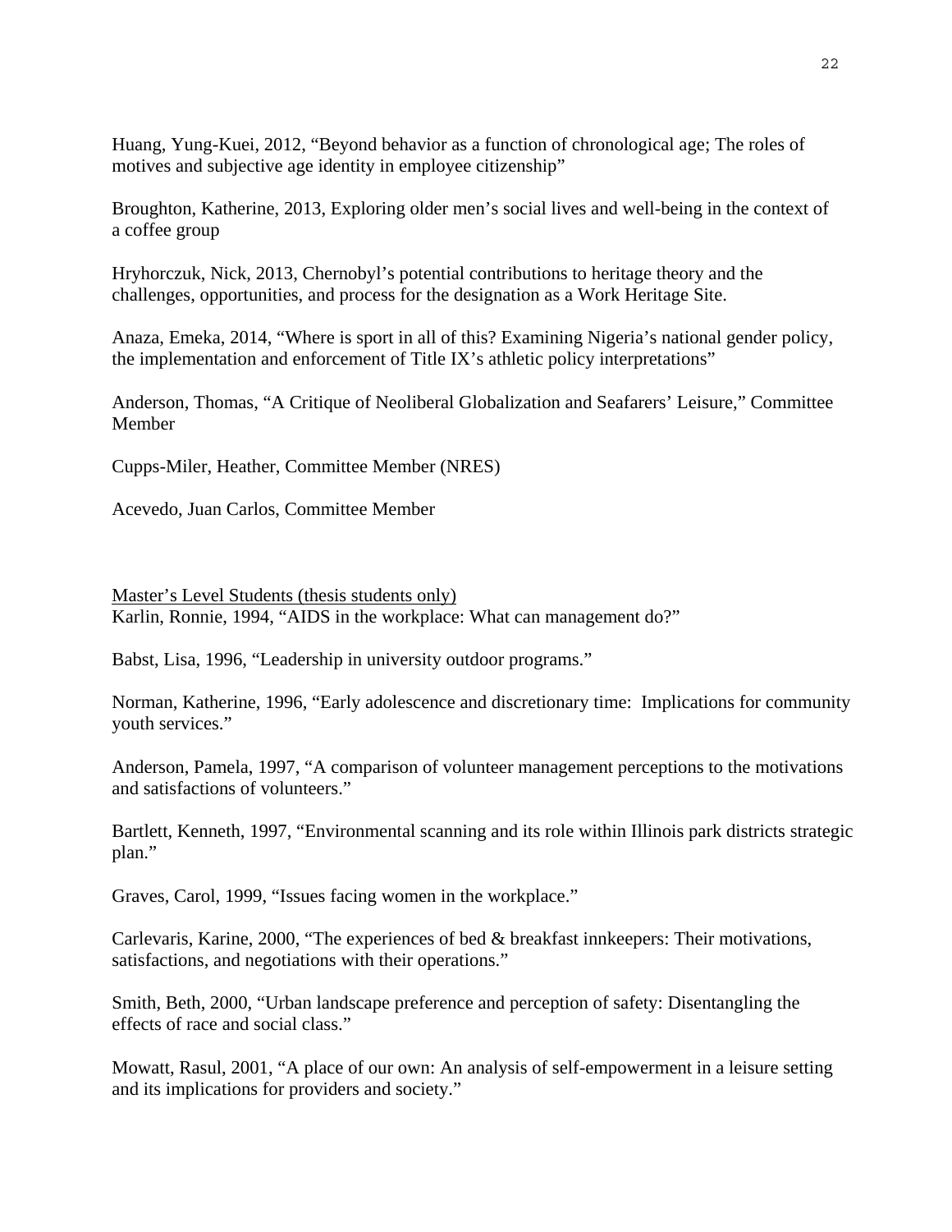Huang, Yung-Kuei, 2012, “Beyond behavior as a function of chronological age; The roles of motives and subjective age identity in employee citizenship”

Broughton, Katherine, 2013, Exploring older men’s social lives and well-being in the context of a coffee group

Hryhorczuk, Nick, 2013, Chernobyl’s potential contributions to heritage theory and the challenges, opportunities, and process for the designation as a Work Heritage Site.

Anaza, Emeka, 2014, “Where is sport in all of this? Examining Nigeria’s national gender policy, the implementation and enforcement of Title IX’s athletic policy interpretations”

Anderson, Thomas, “A Critique of Neoliberal Globalization and Seafarers’ Leisure,” Committee Member

Cupps-Miler, Heather, Committee Member (NRES)

Acevedo, Juan Carlos, Committee Member

<u>Master’s Level Students (thesis students only)</u>

Karlin, Ronnie, 1994, “AIDS in the workplace: What can management do?”

Babst, Lisa, 1996, “Leadership in university outdoor programs.”

Norman, Katherine, 1996, “Early adolescence and discretionary time: Implications for community youth services.”

Anderson, Pamela, 1997, “A comparison of volunteer management perceptions to the motivations and satisfactions of volunteers.”

Bartlett, Kenneth, 1997, “Environmental scanning and its role within Illinois park districts strategic plan.”

Graves, Carol, 1999, “Issues facing women in the workplace.”

Carlevaris, Karine, 2000, “The experiences of bed & breakfast innkeepers: Their motivations, satisfactions, and negotiations with their operations.”

Smith, Beth, 2000, “Urban landscape preference and perception of safety: Disentangling the effects of race and social class.”

Mowatt, Rasul, 2001, “A place of our own: An analysis of self-empowerment in a leisure setting and its implications for providers and society.”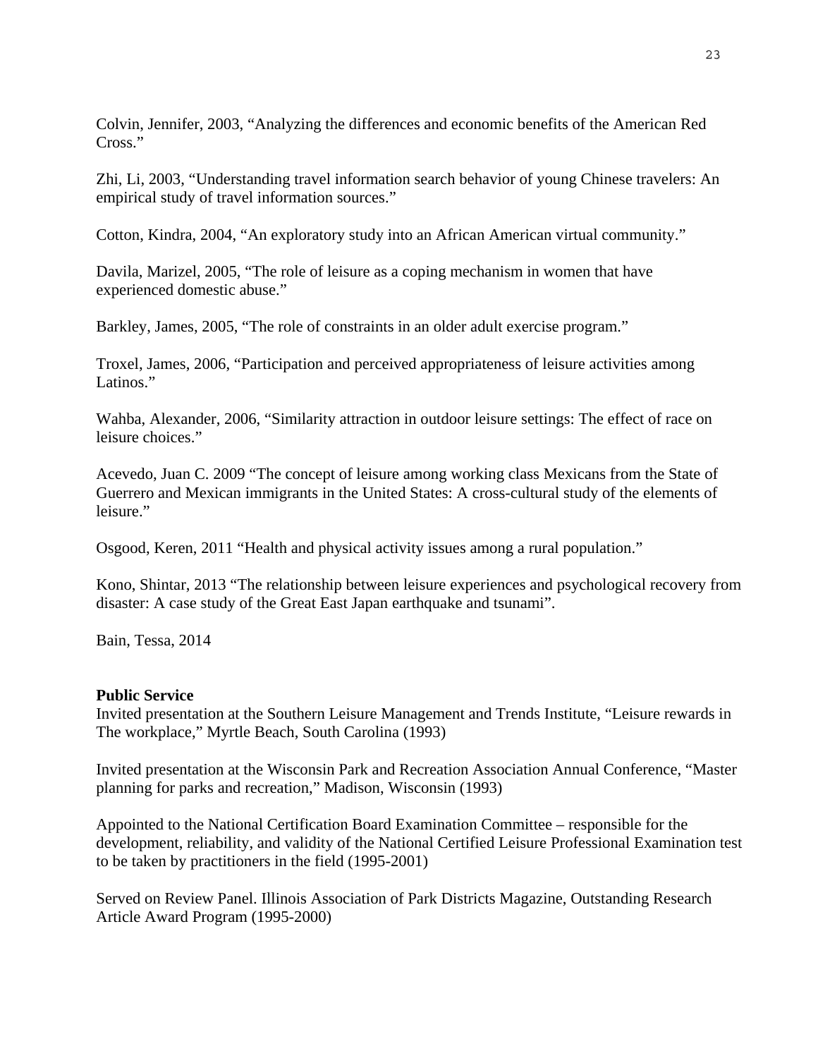Colvin, Jennifer, 2003, "Analyzing the differences and economic benefits of the American Red Cross."

Zhi, Li, 2003, "Understanding travel information search behavior of young Chinese travelers: An empirical study of travel information sources."

Cotton, Kindra, 2004, "An exploratory study into an African American virtual community."

Davila, Marizel, 2005, "The role of leisure as a coping mechanism in women that have experienced domestic abuse."

Barkley, James, 2005, "The role of constraints in an older adult exercise program."

Troxel, James, 2006, "Participation and perceived appropriateness of leisure activities among Latinos."

Wahba, Alexander, 2006, "Similarity attraction in outdoor leisure settings: The effect of race on leisure choices."

Acevedo, Juan C. 2009 "The concept of leisure among working class Mexicans from the State of Guerrero and Mexican immigrants in the United States: A cross-cultural study of the elements of leisure."

Osgood, Keren, 2011 "Health and physical activity issues among a rural population."

Kono, Shintar, 2013 "The relationship between leisure experiences and psychological recovery from disaster: A case study of the Great East Japan earthquake and tsunami".

Bain, Tessa, 2014

**Public Service**

Invited presentation at the Southern Leisure Management and Trends Institute, "Leisure rewards in The workplace," Myrtle Beach, South Carolina (1993)

Invited presentation at the Wisconsin Park and Recreation Association Annual Conference, "Master planning for parks and recreation," Madison, Wisconsin (1993)

Appointed to the National Certification Board Examination Committee – responsible for the development, reliability, and validity of the National Certified Leisure Professional Examination test to be taken by practitioners in the field (1995-2001)

Served on Review Panel. Illinois Association of Park Districts Magazine, Outstanding Research Article Award Program (1995-2000)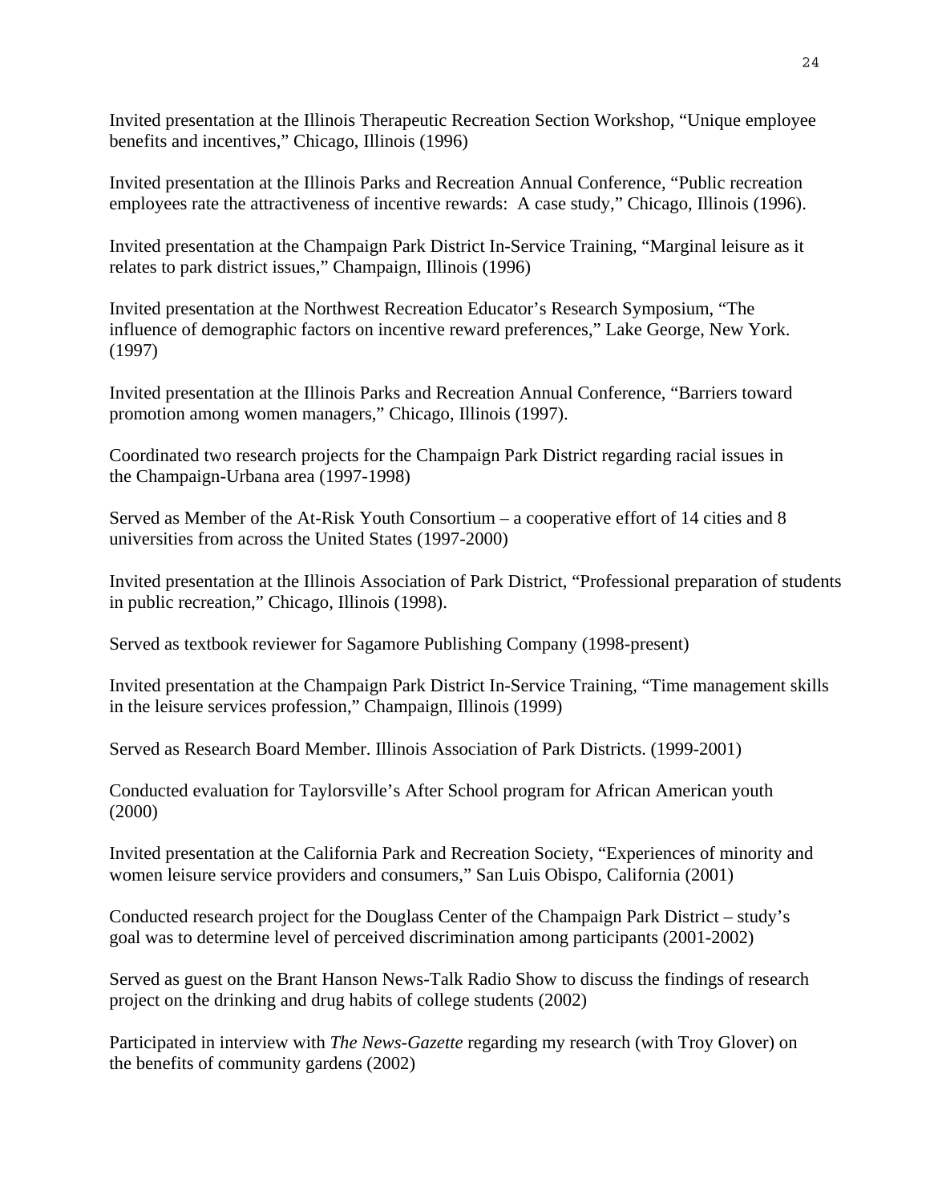Invited presentation at the Illinois Therapeutic Recreation Section Workshop, "Unique employee benefits and incentives," Chicago, Illinois (1996)

Invited presentation at the Illinois Parks and Recreation Annual Conference, "Public recreation employees rate the attractiveness of incentive rewards: A case study," Chicago, Illinois (1996).

Invited presentation at the Champaign Park District In-Service Training, "Marginal leisure as it relates to park district issues," Champaign, Illinois (1996)

Invited presentation at the Northwest Recreation Educator's Research Symposium, "The influence of demographic factors on incentive reward preferences," Lake George, New York. (1997)

Invited presentation at the Illinois Parks and Recreation Annual Conference, "Barriers toward promotion among women managers," Chicago, Illinois (1997).

Coordinated two research projects for the Champaign Park District regarding racial issues in the Champaign-Urbana area (1997-1998)

Served as Member of the At-Risk Youth Consortium – a cooperative effort of 14 cities and 8 universities from across the United States (1997-2000)

Invited presentation at the Illinois Association of Park District, "Professional preparation of students in public recreation," Chicago, Illinois (1998).

Served as textbook reviewer for Sagamore Publishing Company (1998-present)

Invited presentation at the Champaign Park District In-Service Training, "Time management skills in the leisure services profession," Champaign, Illinois (1999)

Served as Research Board Member. Illinois Association of Park Districts. (1999-2001)

Conducted evaluation for Taylorsville's After School program for African American youth (2000)

Invited presentation at the California Park and Recreation Society, "Experiences of minority and women leisure service providers and consumers," San Luis Obispo, California (2001)

Conducted research project for the Douglass Center of the Champaign Park District – study's goal was to determine level of perceived discrimination among participants (2001-2002)

Served as guest on the Brant Hanson News-Talk Radio Show to discuss the findings of research project on the drinking and drug habits of college students (2002)

Participated in interview with *The News-Gazette* regarding my research (with Troy Glover) on the benefits of community gardens (2002)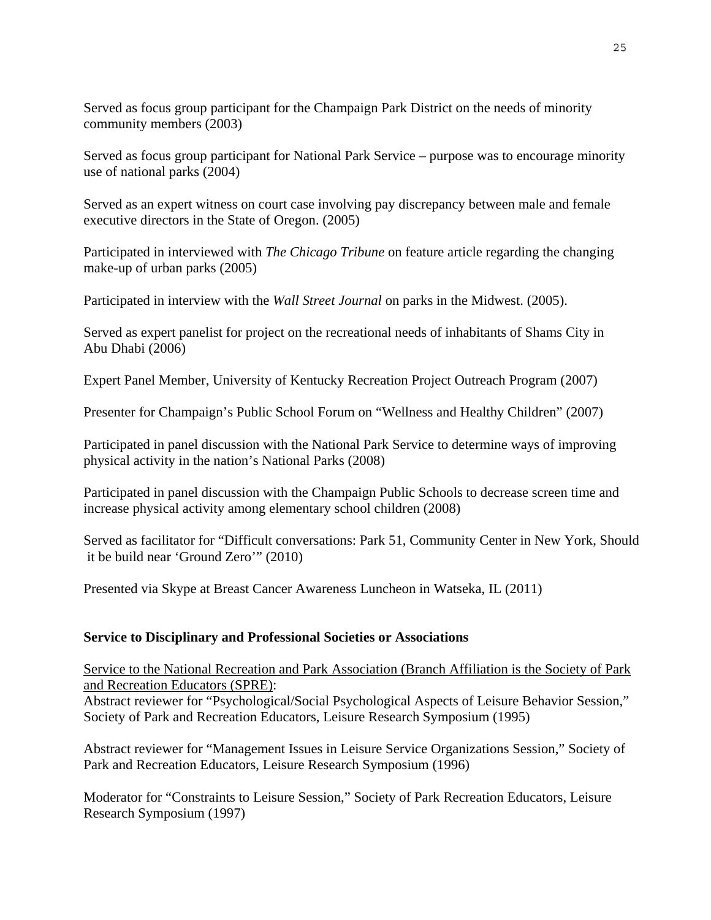Served as focus group participant for the Champaign Park District on the needs of minority community members (2003)

Served as focus group participant for National Park Service – purpose was to encourage minority use of national parks (2004)

Served as an expert witness on court case involving pay discrepancy between male and female executive directors in the State of Oregon. (2005)

Participated in interviewed with *The Chicago Tribune* on feature article regarding the changing make-up of urban parks (2005)

Participated in interview with the *Wall Street Journal* on parks in the Midwest. (2005).

Served as expert panelist for project on the recreational needs of inhabitants of Shams City in Abu Dhabi (2006)

Expert Panel Member, University of Kentucky Recreation Project Outreach Program (2007)

Presenter for Champaign's Public School Forum on "Wellness and Healthy Children" (2007)

Participated in panel discussion with the National Park Service to determine ways of improving physical activity in the nation's National Parks (2008)

Participated in panel discussion with the Champaign Public Schools to decrease screen time and increase physical activity among elementary school children (2008)

Served as facilitator for "Difficult conversations: Park 51, Community Center in New York, Should it be build near 'Ground Zero'" (2010)

Presented via Skype at Breast Cancer Awareness Luncheon in Watseka, IL (2011)

**Service to Disciplinary and Professional Societies or Associations**

<u>Service to the National Recreation and Park Association (Branch Affiliation is the Society of Park and Recreation Educators (SPRE)</u>:
Abstract reviewer for "Psychological/Social Psychological Aspects of Leisure Behavior Session," Society of Park and Recreation Educators, Leisure Research Symposium (1995)

Abstract reviewer for "Management Issues in Leisure Service Organizations Session," Society of Park and Recreation Educators, Leisure Research Symposium (1996)

Moderator for "Constraints to Leisure Session," Society of Park Recreation Educators, Leisure Research Symposium (1997)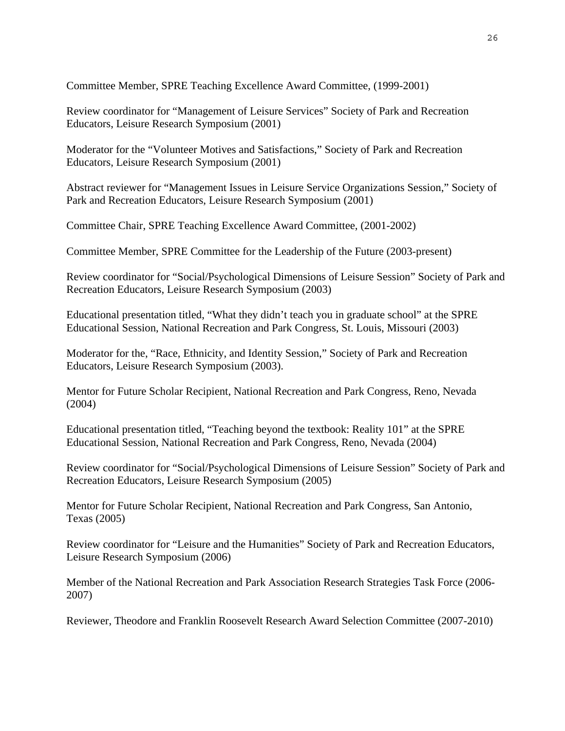Committee Member, SPRE Teaching Excellence Award Committee, (1999-2001)

Review coordinator for "Management of Leisure Services" Society of Park and Recreation Educators, Leisure Research Symposium (2001)

Moderator for the "Volunteer Motives and Satisfactions," Society of Park and Recreation Educators, Leisure Research Symposium (2001)

Abstract reviewer for "Management Issues in Leisure Service Organizations Session," Society of Park and Recreation Educators, Leisure Research Symposium (2001)

Committee Chair, SPRE Teaching Excellence Award Committee, (2001-2002)

Committee Member, SPRE Committee for the Leadership of the Future (2003-present)

Review coordinator for "Social/Psychological Dimensions of Leisure Session" Society of Park and Recreation Educators, Leisure Research Symposium (2003)

Educational presentation titled, "What they didn't teach you in graduate school" at the SPRE Educational Session, National Recreation and Park Congress, St. Louis, Missouri (2003)

Moderator for the, "Race, Ethnicity, and Identity Session," Society of Park and Recreation Educators, Leisure Research Symposium (2003).

Mentor for Future Scholar Recipient, National Recreation and Park Congress, Reno, Nevada (2004)

Educational presentation titled, "Teaching beyond the textbook: Reality 101" at the SPRE Educational Session, National Recreation and Park Congress, Reno, Nevada (2004)

Review coordinator for "Social/Psychological Dimensions of Leisure Session" Society of Park and Recreation Educators, Leisure Research Symposium (2005)

Mentor for Future Scholar Recipient, National Recreation and Park Congress, San Antonio, Texas (2005)

Review coordinator for "Leisure and the Humanities" Society of Park and Recreation Educators, Leisure Research Symposium (2006)

Member of the National Recreation and Park Association Research Strategies Task Force (2006-2007)

Reviewer, Theodore and Franklin Roosevelt Research Award Selection Committee (2007-2010)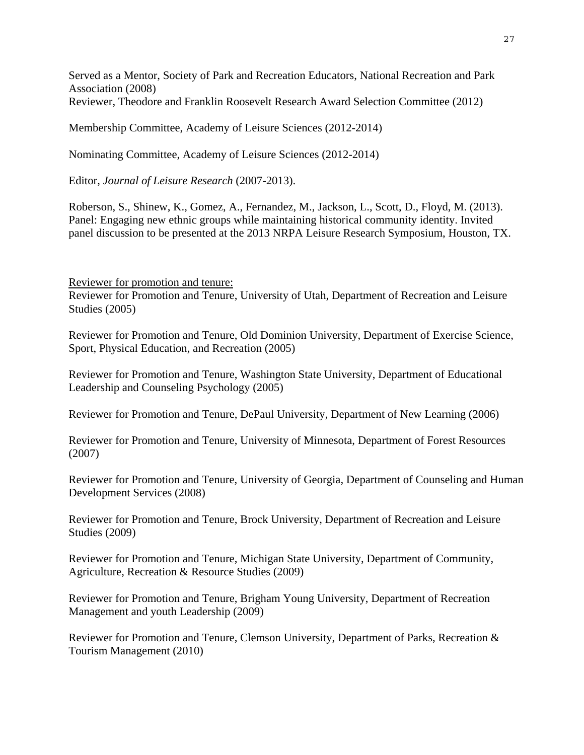Served as a Mentor, Society of Park and Recreation Educators, National Recreation and Park Association (2008)
Reviewer, Theodore and Franklin Roosevelt Research Award Selection Committee (2012)

Membership Committee, Academy of Leisure Sciences (2012-2014)

Nominating Committee, Academy of Leisure Sciences (2012-2014)

Editor, *Journal of Leisure Research* (2007-2013).

Roberson, S., Shinew, K., Gomez, A., Fernandez, M., Jackson, L., Scott, D., Floyd, M. (2013). Panel: Engaging new ethnic groups while maintaining historical community identity. Invited panel discussion to be presented at the 2013 NRPA Leisure Research Symposium, Houston, TX.

<u>Reviewer for promotion and tenure:</u>
Reviewer for Promotion and Tenure, University of Utah, Department of Recreation and Leisure Studies (2005)

Reviewer for Promotion and Tenure, Old Dominion University, Department of Exercise Science, Sport, Physical Education, and Recreation (2005)

Reviewer for Promotion and Tenure, Washington State University, Department of Educational Leadership and Counseling Psychology (2005)

Reviewer for Promotion and Tenure, DePaul University, Department of New Learning (2006)

Reviewer for Promotion and Tenure, University of Minnesota, Department of Forest Resources (2007)

Reviewer for Promotion and Tenure, University of Georgia, Department of Counseling and Human Development Services (2008)

Reviewer for Promotion and Tenure, Brock University, Department of Recreation and Leisure Studies (2009)

Reviewer for Promotion and Tenure, Michigan State University, Department of Community, Agriculture, Recreation & Resource Studies (2009)

Reviewer for Promotion and Tenure, Brigham Young University, Department of Recreation Management and youth Leadership (2009)

Reviewer for Promotion and Tenure, Clemson University, Department of Parks, Recreation & Tourism Management (2010)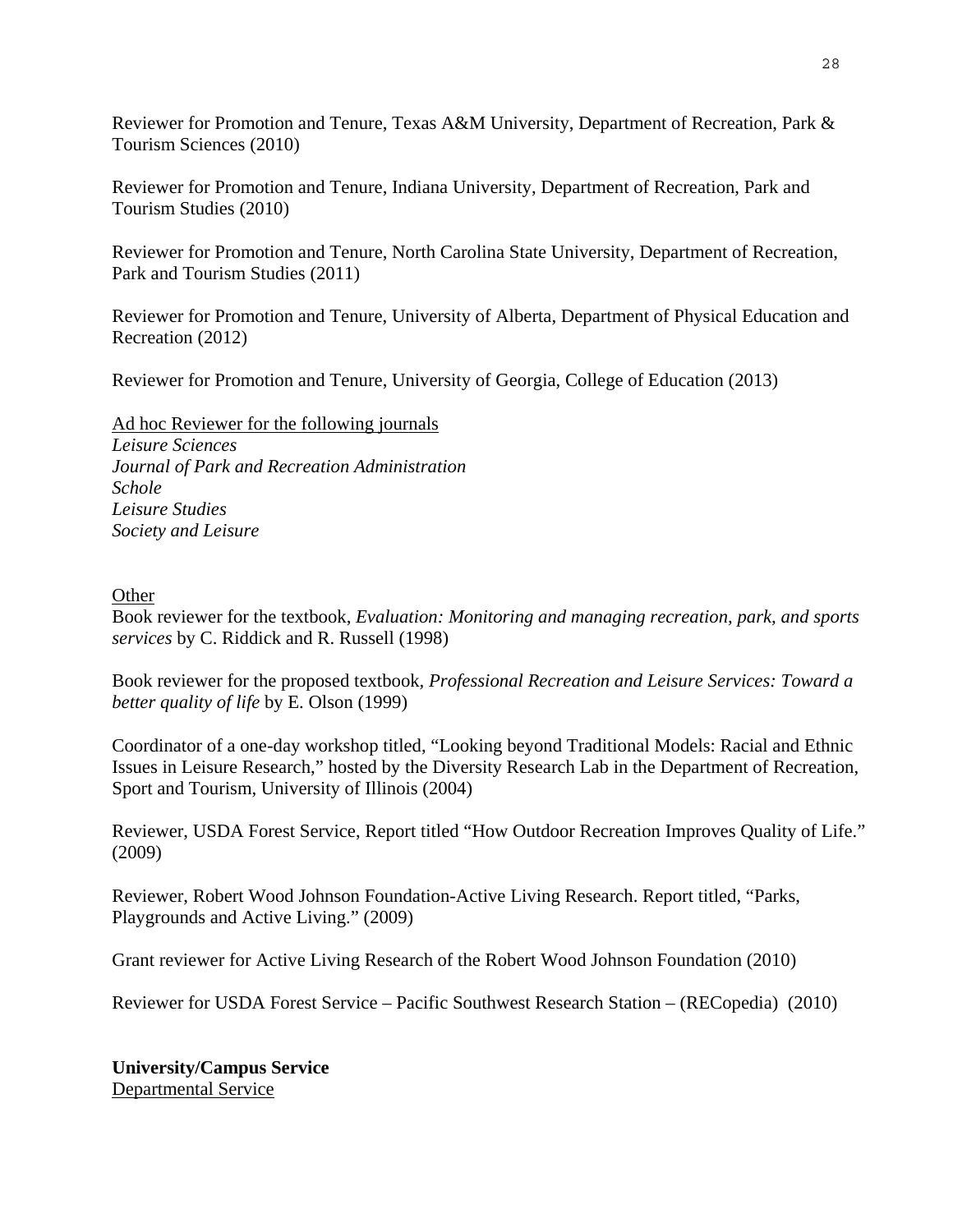Reviewer for Promotion and Tenure, Texas A&M University, Department of Recreation, Park & Tourism Sciences (2010)

Reviewer for Promotion and Tenure, Indiana University, Department of Recreation, Park and Tourism Studies (2010)

Reviewer for Promotion and Tenure, North Carolina State University, Department of Recreation, Park and Tourism Studies (2011)

Reviewer for Promotion and Tenure, University of Alberta, Department of Physical Education and Recreation (2012)

Reviewer for Promotion and Tenure, University of Georgia, College of Education (2013)

<u>Ad hoc Reviewer for the following journals</u>
*Leisure Sciences*
*Journal of Park and Recreation Administration*
*Schole*
*Leisure Studies*
*Society and Leisure*

<u>Other</u>
Book reviewer for the textbook, *Evaluation: Monitoring and managing recreation, park, and sports services* by C. Riddick and R. Russell (1998)

Book reviewer for the proposed textbook, *Professional Recreation and Leisure Services: Toward a better quality of life* by E. Olson (1999)

Coordinator of a one-day workshop titled, "Looking beyond Traditional Models: Racial and Ethnic Issues in Leisure Research," hosted by the Diversity Research Lab in the Department of Recreation, Sport and Tourism, University of Illinois (2004)

Reviewer, USDA Forest Service, Report titled "How Outdoor Recreation Improves Quality of Life." (2009)

Reviewer, Robert Wood Johnson Foundation-Active Living Research. Report titled, "Parks, Playgrounds and Active Living." (2009)

Grant reviewer for Active Living Research of the Robert Wood Johnson Foundation (2010)

Reviewer for USDA Forest Service – Pacific Southwest Research Station – (RECopedia) (2010)

**University/Campus Service**
<u>Departmental Service</u>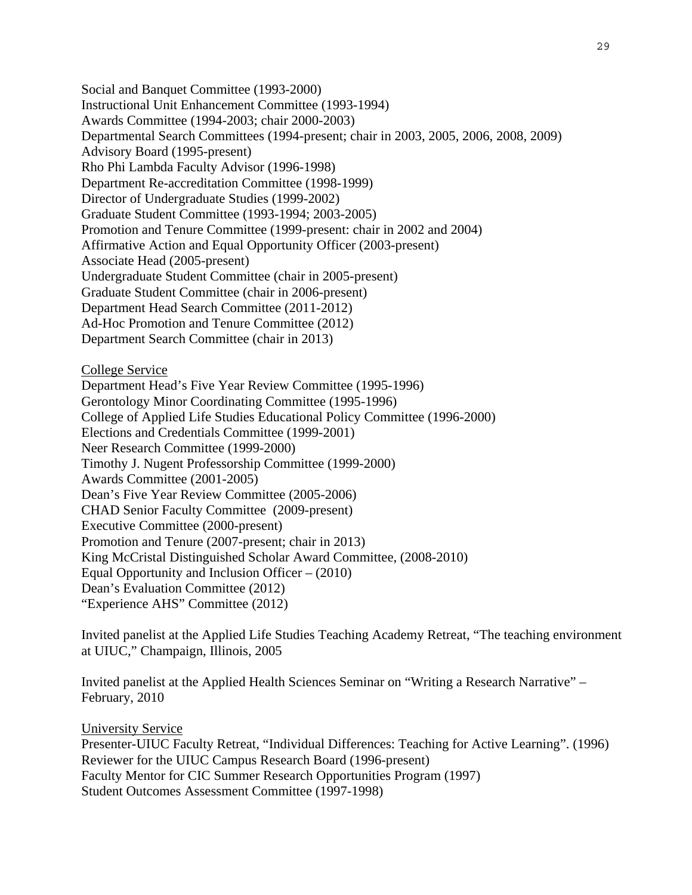Social and Banquet Committee (1993-2000)
Instructional Unit Enhancement Committee (1993-1994)
Awards Committee (1994-2003; chair 2000-2003)
Departmental Search Committees (1994-present; chair in 2003, 2005, 2006, 2008, 2009)
Advisory Board (1995-present)
Rho Phi Lambda Faculty Advisor (1996-1998)
Department Re-accreditation Committee (1998-1999)
Director of Undergraduate Studies (1999-2002)
Graduate Student Committee (1993-1994; 2003-2005)
Promotion and Tenure Committee (1999-present: chair in 2002 and 2004)
Affirmative Action and Equal Opportunity Officer (2003-present)
Associate Head (2005-present)
Undergraduate Student Committee (chair in 2005-present)
Graduate Student Committee (chair in 2006-present)
Department Head Search Committee (2011-2012)
Ad-Hoc Promotion and Tenure Committee (2012)
Department Search Committee (chair in 2013)

<u>College Service</u>
Department Head's Five Year Review Committee (1995-1996)
Gerontology Minor Coordinating Committee (1995-1996)
College of Applied Life Studies Educational Policy Committee (1996-2000)
Elections and Credentials Committee (1999-2001)
Neer Research Committee (1999-2000)
Timothy J. Nugent Professorship Committee (1999-2000)
Awards Committee (2001-2005)
Dean's Five Year Review Committee (2005-2006)
CHAD Senior Faculty Committee (2009-present)
Executive Committee (2000-present)
Promotion and Tenure (2007-present; chair in 2013)
King McCristal Distinguished Scholar Award Committee, (2008-2010)
Equal Opportunity and Inclusion Officer – (2010)
Dean's Evaluation Committee (2012)
"Experience AHS" Committee (2012)

Invited panelist at the Applied Life Studies Teaching Academy Retreat, "The teaching environment at UIUC," Champaign, Illinois, 2005

Invited panelist at the Applied Health Sciences Seminar on "Writing a Research Narrative" – February, 2010

<u>University Service</u>
Presenter-UIUC Faculty Retreat, "Individual Differences: Teaching for Active Learning". (1996)
Reviewer for the UIUC Campus Research Board (1996-present)
Faculty Mentor for CIC Summer Research Opportunities Program (1997)
Student Outcomes Assessment Committee (1997-1998)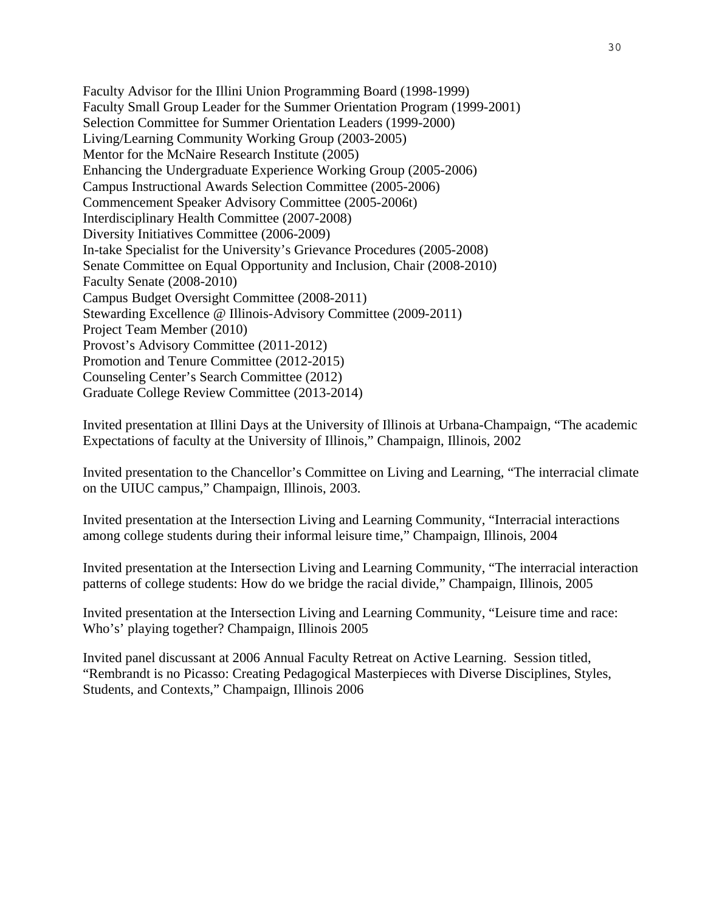Faculty Advisor for the Illini Union Programming Board (1998-1999)
Faculty Small Group Leader for the Summer Orientation Program (1999-2001)
Selection Committee for Summer Orientation Leaders (1999-2000)
Living/Learning Community Working Group (2003-2005)
Mentor for the McNaire Research Institute (2005)
Enhancing the Undergraduate Experience Working Group (2005-2006)
Campus Instructional Awards Selection Committee (2005-2006)
Commencement Speaker Advisory Committee (2005-2006t)
Interdisciplinary Health Committee (2007-2008)
Diversity Initiatives Committee (2006-2009)
In-take Specialist for the University's Grievance Procedures (2005-2008)
Senate Committee on Equal Opportunity and Inclusion, Chair (2008-2010)
Faculty Senate (2008-2010)
Campus Budget Oversight Committee (2008-2011)
Stewarding Excellence @ Illinois-Advisory Committee (2009-2011)
Project Team Member (2010)
Provost's Advisory Committee (2011-2012)
Promotion and Tenure Committee (2012-2015)
Counseling Center's Search Committee (2012)
Graduate College Review Committee (2013-2014)

Invited presentation at Illini Days at the University of Illinois at Urbana-Champaign, "The academic Expectations of faculty at the University of Illinois," Champaign, Illinois, 2002

Invited presentation to the Chancellor's Committee on Living and Learning, "The interracial climate on the UIUC campus," Champaign, Illinois, 2003.

Invited presentation at the Intersection Living and Learning Community, "Interracial interactions among college students during their informal leisure time," Champaign, Illinois, 2004

Invited presentation at the Intersection Living and Learning Community, "The interracial interaction patterns of college students: How do we bridge the racial divide," Champaign, Illinois, 2005

Invited presentation at the Intersection Living and Learning Community, "Leisure time and race: Who's' playing together? Champaign, Illinois 2005

Invited panel discussant at 2006 Annual Faculty Retreat on Active Learning. Session titled, "Rembrandt is no Picasso: Creating Pedagogical Masterpieces with Diverse Disciplines, Styles, Students, and Contexts," Champaign, Illinois 2006